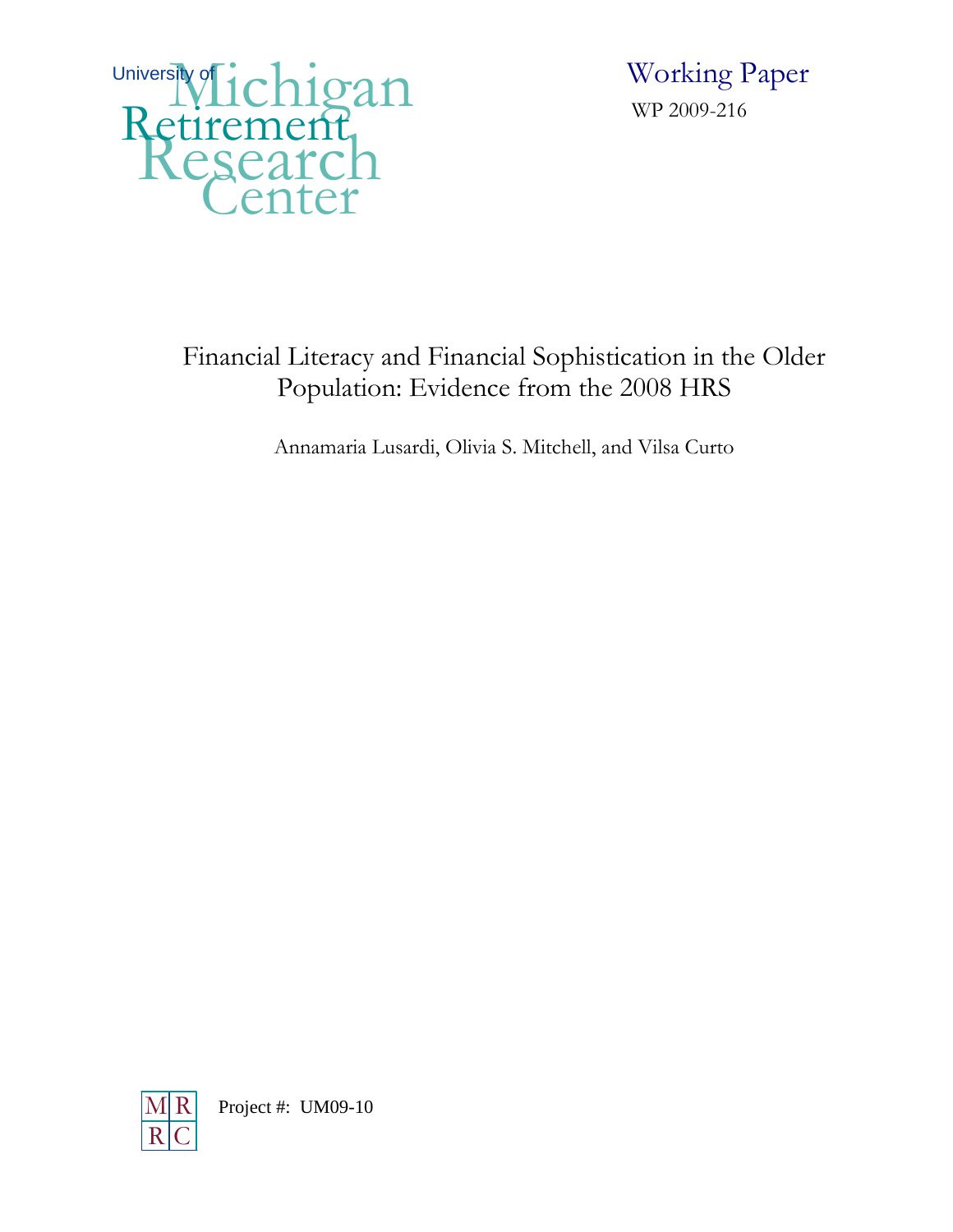University of Michigan Retirement Research Center

Working Paper
WP 2009-216

# Financial Literacy and Financial Sophistication in the Older Population: Evidence from the 2008 HRS

Annamaria Lusardi, Olivia S. Mitchell, and Vilsa Curto

MRRC

Project #: UM09-10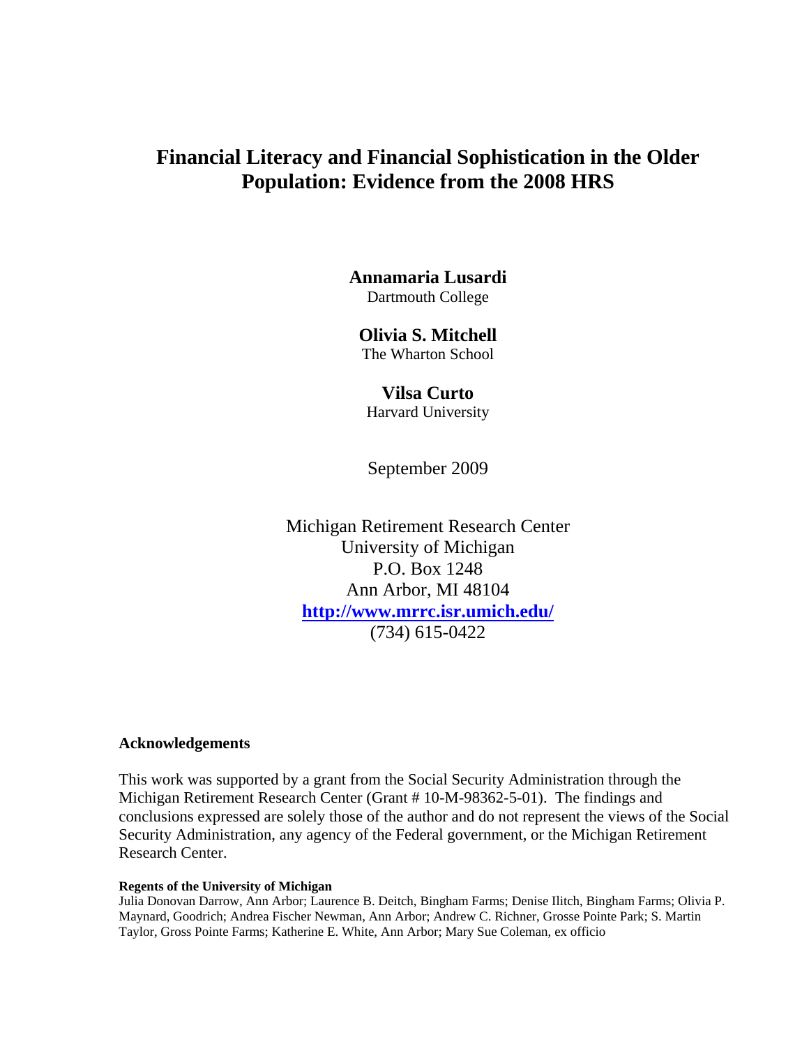# Financial Literacy and Financial Sophistication in the Older Population: Evidence from the 2008 HRS

**Annamaria Lusardi**
Dartmouth College

**Olivia S. Mitchell**
The Wharton School

**Vilsa Curto**
Harvard University

September 2009

Michigan Retirement Research Center
University of Michigan
P.O. Box 1248
Ann Arbor, MI 48104
**http://www.mrrc.isr.umich.edu/**
(734) 615-0422

## Acknowledgements

This work was supported by a grant from the Social Security Administration through the Michigan Retirement Research Center (Grant # 10-M-98362-5-01). The findings and conclusions expressed are solely those of the author and do not represent the views of the Social Security Administration, any agency of the Federal government, or the Michigan Retirement Research Center.

**Regents of the University of Michigan**
Julia Donovan Darrow, Ann Arbor; Laurence B. Deitch, Bingham Farms; Denise Ilitch, Bingham Farms; Olivia P. Maynard, Goodrich; Andrea Fischer Newman, Ann Arbor; Andrew C. Richner, Grosse Pointe Park; S. Martin Taylor, Gross Pointe Farms; Katherine E. White, Ann Arbor; Mary Sue Coleman, ex officio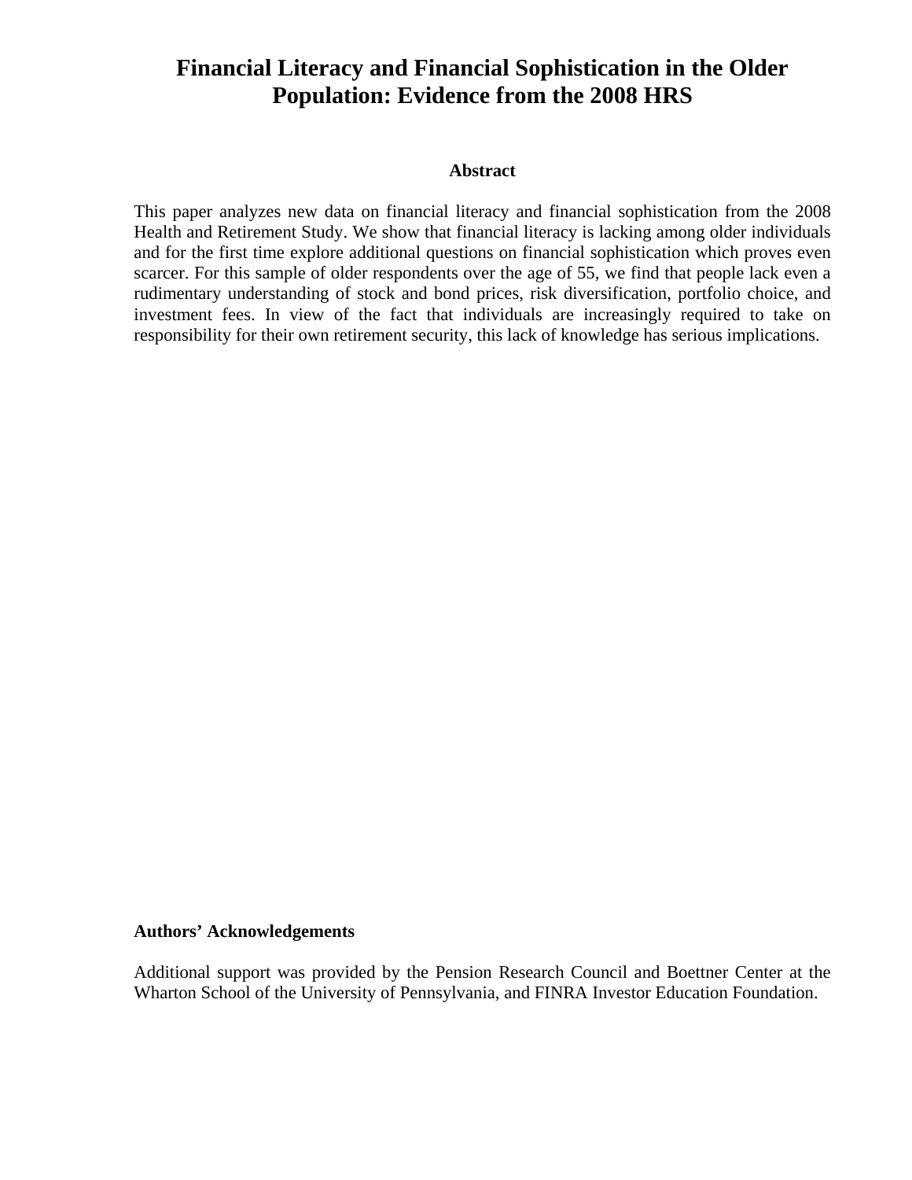# Financial Literacy and Financial Sophistication in the Older Population: Evidence from the 2008 HRS

### Abstract

This paper analyzes new data on financial literacy and financial sophistication from the 2008 Health and Retirement Study. We show that financial literacy is lacking among older individuals and for the first time explore additional questions on financial sophistication which proves even scarcer. For this sample of older respondents over the age of 55, we find that people lack even a rudimentary understanding of stock and bond prices, risk diversification, portfolio choice, and investment fees. In view of the fact that individuals are increasingly required to take on responsibility for their own retirement security, this lack of knowledge has serious implications.

**Authors' Acknowledgements**

Additional support was provided by the Pension Research Council and Boettner Center at the Wharton School of the University of Pennsylvania, and FINRA Investor Education Foundation.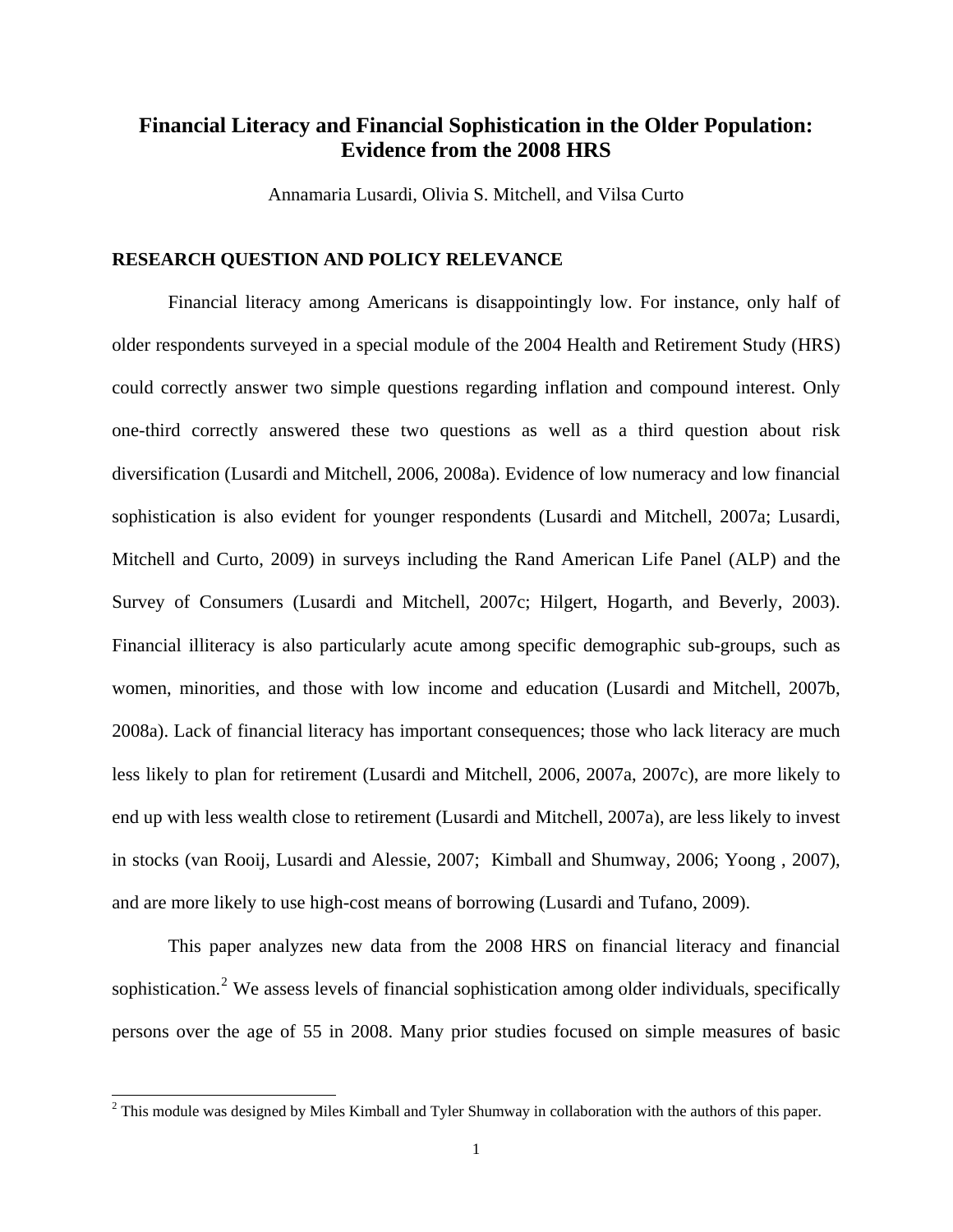# Financial Literacy and Financial Sophistication in the Older Population: Evidence from the 2008 HRS

Annamaria Lusardi, Olivia S. Mitchell, and Vilsa Curto

## RESEARCH QUESTION AND POLICY RELEVANCE

Financial literacy among Americans is disappointingly low. For instance, only half of older respondents surveyed in a special module of the 2004 Health and Retirement Study (HRS) could correctly answer two simple questions regarding inflation and compound interest. Only one-third correctly answered these two questions as well as a third question about risk diversification (Lusardi and Mitchell, 2006, 2008a). Evidence of low numeracy and low financial sophistication is also evident for younger respondents (Lusardi and Mitchell, 2007a; Lusardi, Mitchell and Curto, 2009) in surveys including the Rand American Life Panel (ALP) and the Survey of Consumers (Lusardi and Mitchell, 2007c; Hilgert, Hogarth, and Beverly, 2003). Financial illiteracy is also particularly acute among specific demographic sub-groups, such as women, minorities, and those with low income and education (Lusardi and Mitchell, 2007b, 2008a). Lack of financial literacy has important consequences; those who lack literacy are much less likely to plan for retirement (Lusardi and Mitchell, 2006, 2007a, 2007c), are more likely to end up with less wealth close to retirement (Lusardi and Mitchell, 2007a), are less likely to invest in stocks (van Rooij, Lusardi and Alessie, 2007; Kimball and Shumway, 2006; Yoong , 2007), and are more likely to use high-cost means of borrowing (Lusardi and Tufano, 2009).

This paper analyzes new data from the 2008 HRS on financial literacy and financial sophistication.[2] We assess levels of financial sophistication among older individuals, specifically persons over the age of 55 in 2008. Many prior studies focused on simple measures of basic

[2] This module was designed by Miles Kimball and Tyler Shumway in collaboration with the authors of this paper.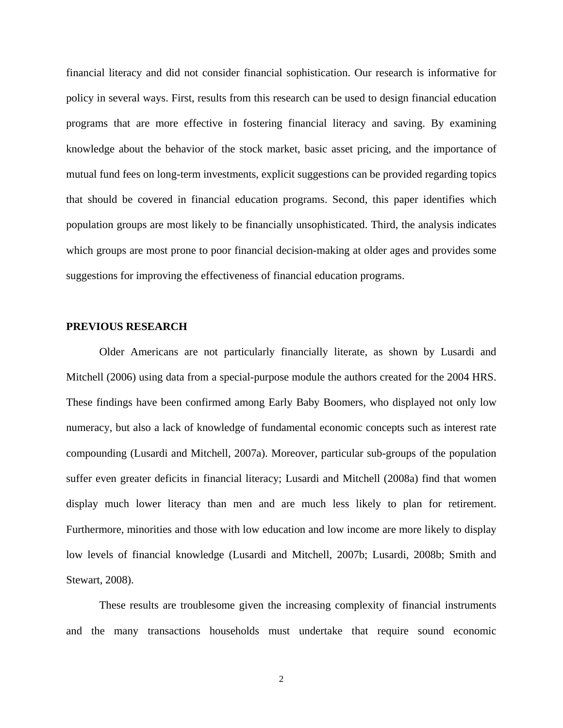financial literacy and did not consider financial sophistication. Our research is informative for policy in several ways. First, results from this research can be used to design financial education programs that are more effective in fostering financial literacy and saving. By examining knowledge about the behavior of the stock market, basic asset pricing, and the importance of mutual fund fees on long-term investments, explicit suggestions can be provided regarding topics that should be covered in financial education programs. Second, this paper identifies which population groups are most likely to be financially unsophisticated. Third, the analysis indicates which groups are most prone to poor financial decision-making at older ages and provides some suggestions for improving the effectiveness of financial education programs.

## PREVIOUS RESEARCH

Older Americans are not particularly financially literate, as shown by Lusardi and Mitchell (2006) using data from a special-purpose module the authors created for the 2004 HRS. These findings have been confirmed among Early Baby Boomers, who displayed not only low numeracy, but also a lack of knowledge of fundamental economic concepts such as interest rate compounding (Lusardi and Mitchell, 2007a). Moreover, particular sub-groups of the population suffer even greater deficits in financial literacy; Lusardi and Mitchell (2008a) find that women display much lower literacy than men and are much less likely to plan for retirement. Furthermore, minorities and those with low education and low income are more likely to display low levels of financial knowledge (Lusardi and Mitchell, 2007b; Lusardi, 2008b; Smith and Stewart, 2008).

These results are troublesome given the increasing complexity of financial instruments and the many transactions households must undertake that require sound economic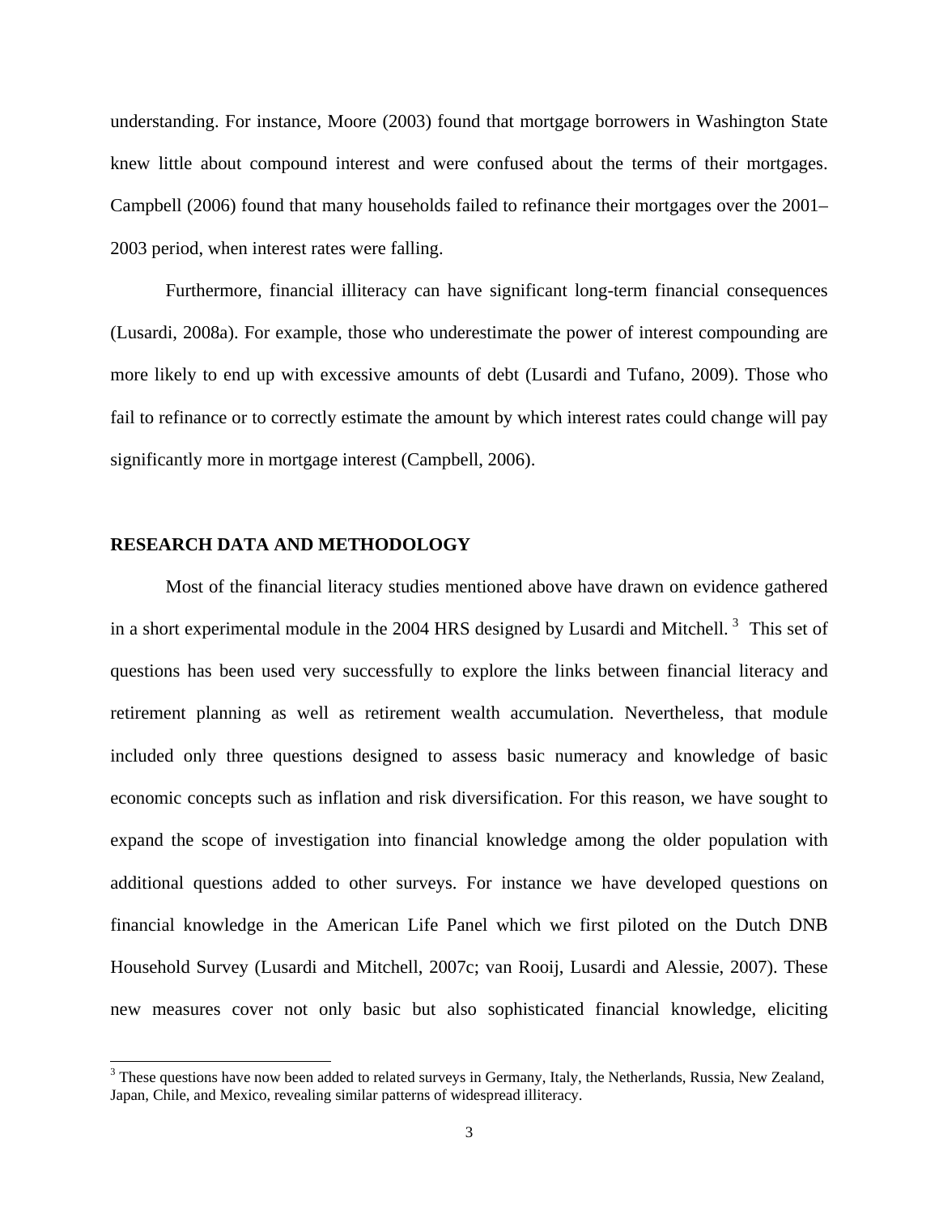understanding. For instance, Moore (2003) found that mortgage borrowers in Washington State knew little about compound interest and were confused about the terms of their mortgages. Campbell (2006) found that many households failed to refinance their mortgages over the 2001–2003 period, when interest rates were falling.

Furthermore, financial illiteracy can have significant long-term financial consequences (Lusardi, 2008a). For example, those who underestimate the power of interest compounding are more likely to end up with excessive amounts of debt (Lusardi and Tufano, 2009). Those who fail to refinance or to correctly estimate the amount by which interest rates could change will pay significantly more in mortgage interest (Campbell, 2006).

## RESEARCH DATA AND METHODOLOGY

Most of the financial literacy studies mentioned above have drawn on evidence gathered in a short experimental module in the 2004 HRS designed by Lusardi and Mitchell.[3] This set of questions has been used very successfully to explore the links between financial literacy and retirement planning as well as retirement wealth accumulation. Nevertheless, that module included only three questions designed to assess basic numeracy and knowledge of basic economic concepts such as inflation and risk diversification. For this reason, we have sought to expand the scope of investigation into financial knowledge among the older population with additional questions added to other surveys. For instance we have developed questions on financial knowledge in the American Life Panel which we first piloted on the Dutch DNB Household Survey (Lusardi and Mitchell, 2007c; van Rooij, Lusardi and Alessie, 2007). These new measures cover not only basic but also sophisticated financial knowledge, eliciting

[3] These questions have now been added to related surveys in Germany, Italy, the Netherlands, Russia, New Zealand, Japan, Chile, and Mexico, revealing similar patterns of widespread illiteracy.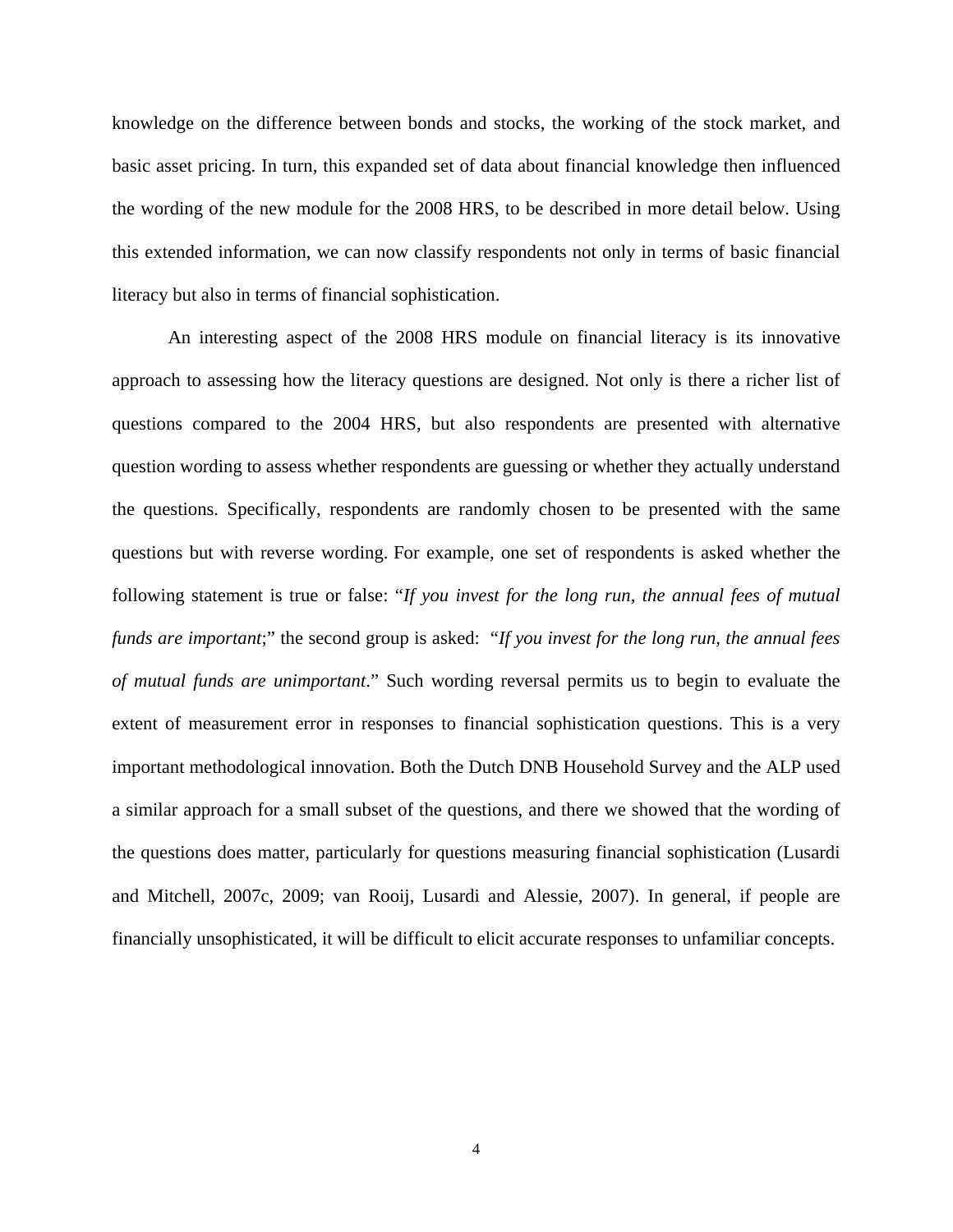knowledge on the difference between bonds and stocks, the working of the stock market, and basic asset pricing. In turn, this expanded set of data about financial knowledge then influenced the wording of the new module for the 2008 HRS, to be described in more detail below. Using this extended information, we can now classify respondents not only in terms of basic financial literacy but also in terms of financial sophistication.

An interesting aspect of the 2008 HRS module on financial literacy is its innovative approach to assessing how the literacy questions are designed. Not only is there a richer list of questions compared to the 2004 HRS, but also respondents are presented with alternative question wording to assess whether respondents are guessing or whether they actually understand the questions. Specifically, respondents are randomly chosen to be presented with the same questions but with reverse wording. For example, one set of respondents is asked whether the following statement is true or false: "*If you invest for the long run, the annual fees of mutual funds are important*;" the second group is asked: "*If you invest for the long run, the annual fees of mutual funds are unimportant*." Such wording reversal permits us to begin to evaluate the extent of measurement error in responses to financial sophistication questions. This is a very important methodological innovation. Both the Dutch DNB Household Survey and the ALP used a similar approach for a small subset of the questions, and there we showed that the wording of the questions does matter, particularly for questions measuring financial sophistication (Lusardi and Mitchell, 2007c, 2009; van Rooij, Lusardi and Alessie, 2007). In general, if people are financially unsophisticated, it will be difficult to elicit accurate responses to unfamiliar concepts.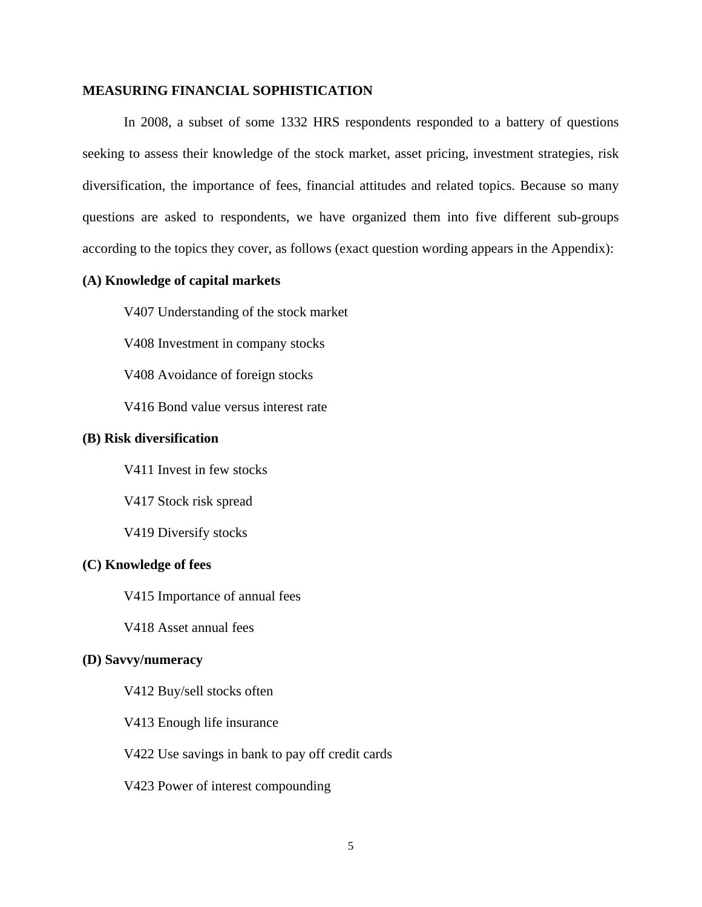## MEASURING FINANCIAL SOPHISTICATION

In 2008, a subset of some 1332 HRS respondents responded to a battery of questions seeking to assess their knowledge of the stock market, asset pricing, investment strategies, risk diversification, the importance of fees, financial attitudes and related topics. Because so many questions are asked to respondents, we have organized them into five different sub-groups according to the topics they cover, as follows (exact question wording appears in the Appendix):

**(A) Knowledge of capital markets**

V407 Understanding of the stock market

V408 Investment in company stocks

V408 Avoidance of foreign stocks

V416 Bond value versus interest rate

**(B) Risk diversification**

V411 Invest in few stocks

V417 Stock risk spread

V419 Diversify stocks

**(C) Knowledge of fees**

V415 Importance of annual fees

V418 Asset annual fees

**(D) Savvy/numeracy**

V412 Buy/sell stocks often

V413 Enough life insurance

V422 Use savings in bank to pay off credit cards

V423 Power of interest compounding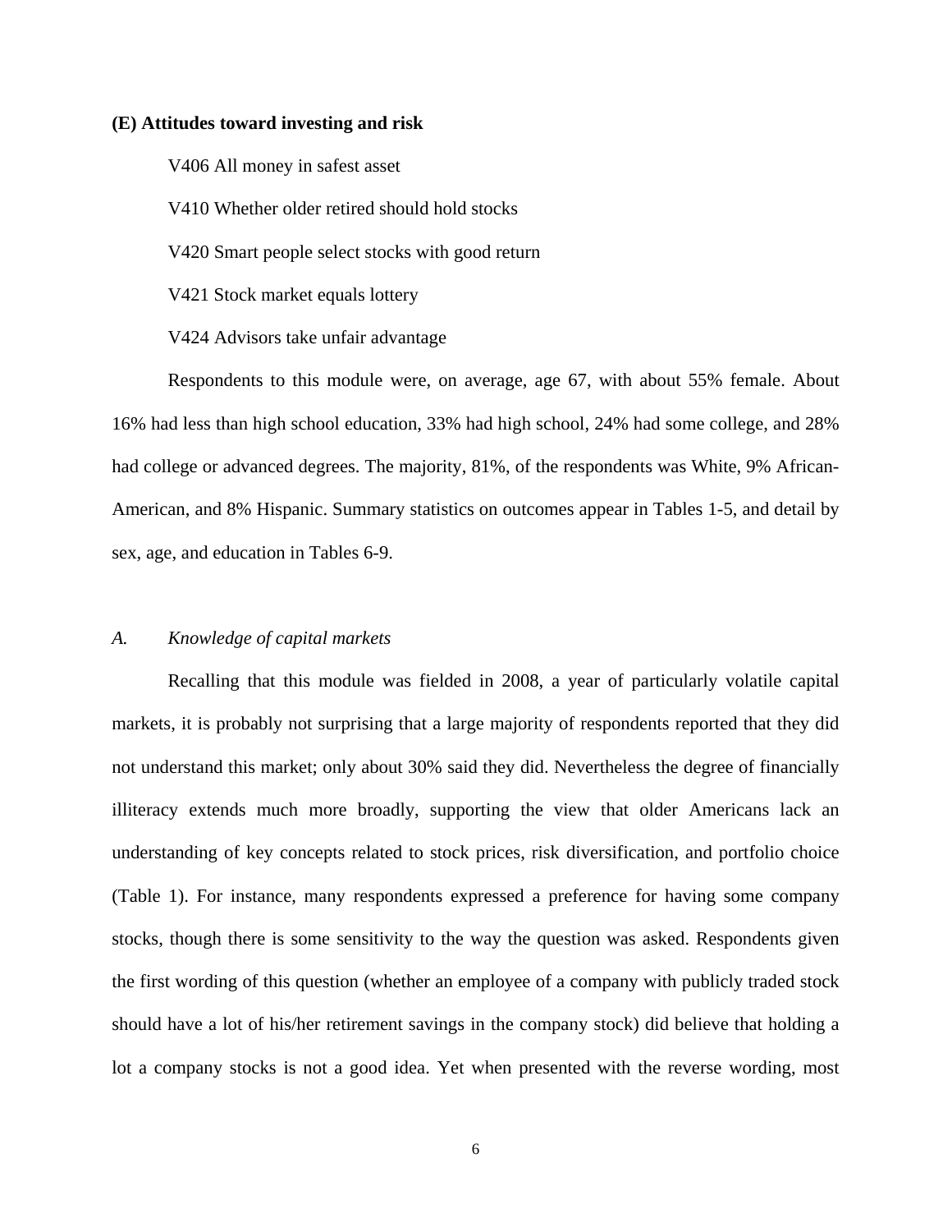**(E) Attitudes toward investing and risk**

V406 All money in safest asset

V410 Whether older retired should hold stocks

V420 Smart people select stocks with good return

V421 Stock market equals lottery

V424 Advisors take unfair advantage

Respondents to this module were, on average, age 67, with about 55% female. About 16% had less than high school education, 33% had high school, 24% had some college, and 28% had college or advanced degrees. The majority, 81%, of the respondents was White, 9% African-American, and 8% Hispanic. Summary statistics on outcomes appear in Tables 1-5, and detail by sex, age, and education in Tables 6-9.

### *A. Knowledge of capital markets*

Recalling that this module was fielded in 2008, a year of particularly volatile capital markets, it is probably not surprising that a large majority of respondents reported that they did not understand this market; only about 30% said they did. Nevertheless the degree of financially illiteracy extends much more broadly, supporting the view that older Americans lack an understanding of key concepts related to stock prices, risk diversification, and portfolio choice (Table 1). For instance, many respondents expressed a preference for having some company stocks, though there is some sensitivity to the way the question was asked. Respondents given the first wording of this question (whether an employee of a company with publicly traded stock should have a lot of his/her retirement savings in the company stock) did believe that holding a lot a company stocks is not a good idea. Yet when presented with the reverse wording, most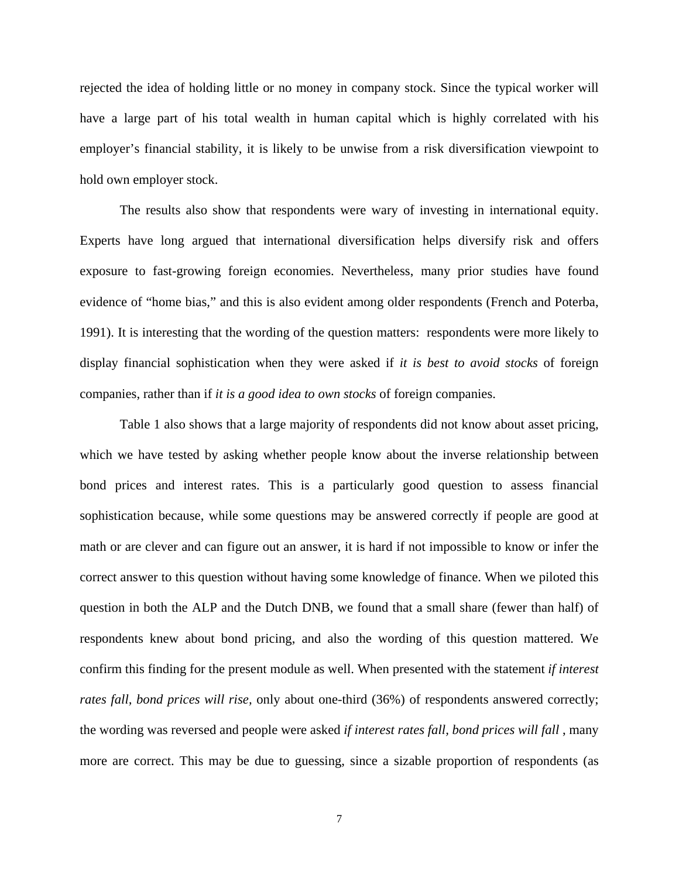rejected the idea of holding little or no money in company stock. Since the typical worker will have a large part of his total wealth in human capital which is highly correlated with his employer's financial stability, it is likely to be unwise from a risk diversification viewpoint to hold own employer stock.

The results also show that respondents were wary of investing in international equity. Experts have long argued that international diversification helps diversify risk and offers exposure to fast-growing foreign economies. Nevertheless, many prior studies have found evidence of "home bias," and this is also evident among older respondents (French and Poterba, 1991). It is interesting that the wording of the question matters: respondents were more likely to display financial sophistication when they were asked if *it is best to avoid stocks* of foreign companies, rather than if *it is a good idea to own stocks* of foreign companies.

Table 1 also shows that a large majority of respondents did not know about asset pricing, which we have tested by asking whether people know about the inverse relationship between bond prices and interest rates. This is a particularly good question to assess financial sophistication because, while some questions may be answered correctly if people are good at math or are clever and can figure out an answer, it is hard if not impossible to know or infer the correct answer to this question without having some knowledge of finance. When we piloted this question in both the ALP and the Dutch DNB, we found that a small share (fewer than half) of respondents knew about bond pricing, and also the wording of this question mattered. We confirm this finding for the present module as well. When presented with the statement *if interest rates fall, bond prices will rise*, only about one-third (36%) of respondents answered correctly; the wording was reversed and people were asked *if interest rates fall, bond prices will fall* , many more are correct. This may be due to guessing, since a sizable proportion of respondents (as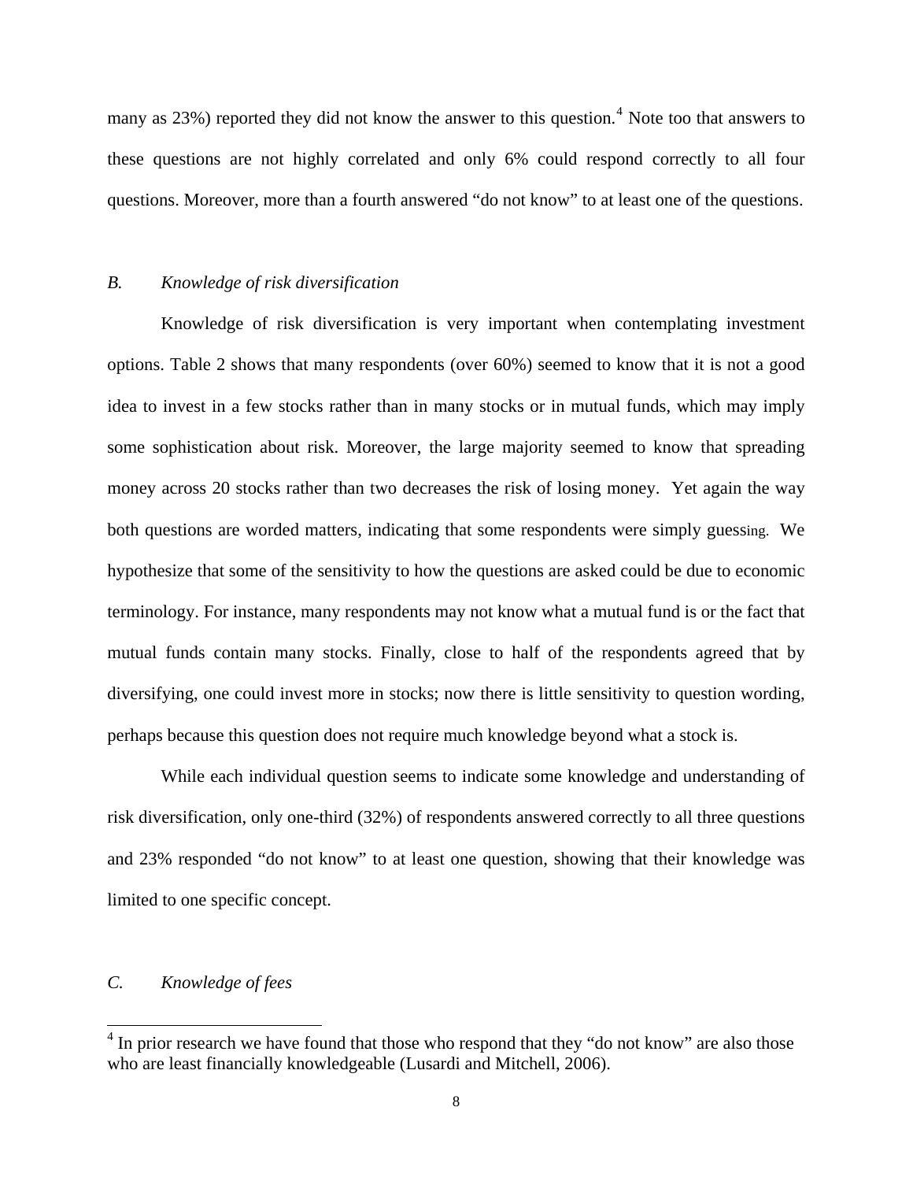many as 23%) reported they did not know the answer to this question.[4] Note too that answers to these questions are not highly correlated and only 6% could respond correctly to all four questions. Moreover, more than a fourth answered "do not know" to at least one of the questions.

### *B. Knowledge of risk diversification*

Knowledge of risk diversification is very important when contemplating investment options. Table 2 shows that many respondents (over 60%) seemed to know that it is not a good idea to invest in a few stocks rather than in many stocks or in mutual funds, which may imply some sophistication about risk. Moreover, the large majority seemed to know that spreading money across 20 stocks rather than two decreases the risk of losing money. Yet again the way both questions are worded matters, indicating that some respondents were simply guessing. We hypothesize that some of the sensitivity to how the questions are asked could be due to economic terminology. For instance, many respondents may not know what a mutual fund is or the fact that mutual funds contain many stocks. Finally, close to half of the respondents agreed that by diversifying, one could invest more in stocks; now there is little sensitivity to question wording, perhaps because this question does not require much knowledge beyond what a stock is.

While each individual question seems to indicate some knowledge and understanding of risk diversification, only one-third (32%) of respondents answered correctly to all three questions and 23% responded "do not know" to at least one question, showing that their knowledge was limited to one specific concept.

### *C. Knowledge of fees*

[4] In prior research we have found that those who respond that they "do not know" are also those who are least financially knowledgeable (Lusardi and Mitchell, 2006).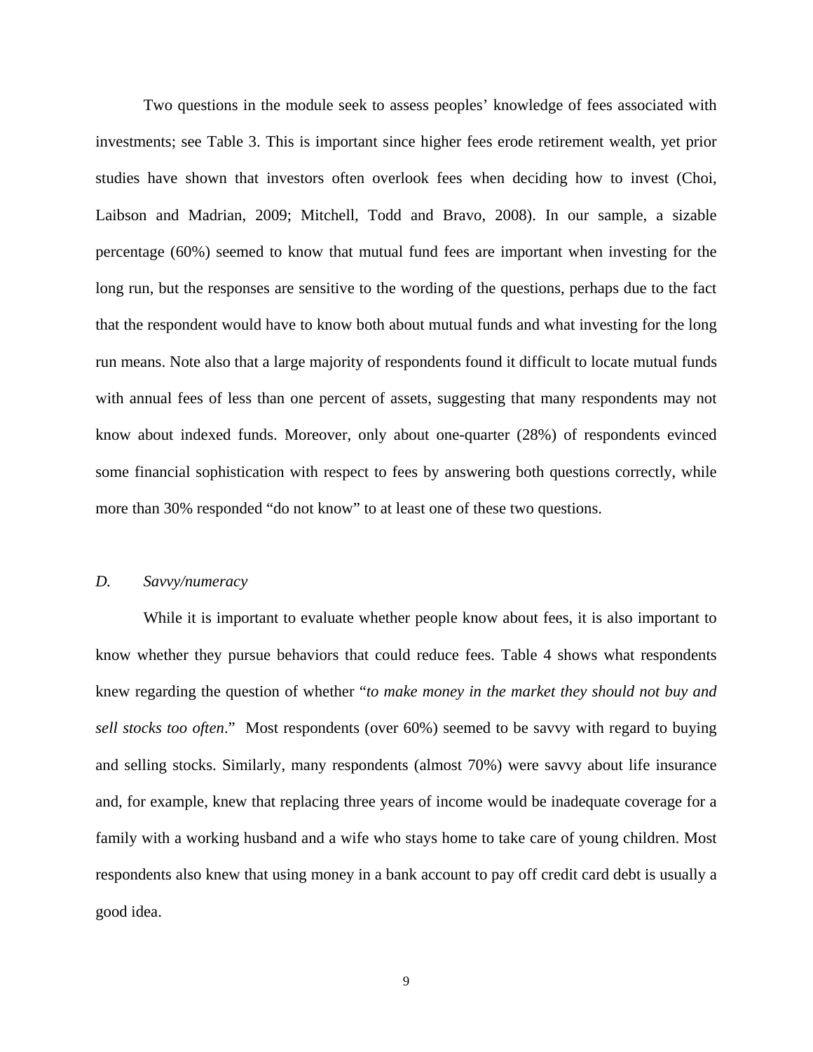Two questions in the module seek to assess peoples' knowledge of fees associated with investments; see Table 3. This is important since higher fees erode retirement wealth, yet prior studies have shown that investors often overlook fees when deciding how to invest (Choi, Laibson and Madrian, 2009; Mitchell, Todd and Bravo, 2008). In our sample, a sizable percentage (60%) seemed to know that mutual fund fees are important when investing for the long run, but the responses are sensitive to the wording of the questions, perhaps due to the fact that the respondent would have to know both about mutual funds and what investing for the long run means. Note also that a large majority of respondents found it difficult to locate mutual funds with annual fees of less than one percent of assets, suggesting that many respondents may not know about indexed funds. Moreover, only about one-quarter (28%) of respondents evinced some financial sophistication with respect to fees by answering both questions correctly, while more than 30% responded "do not know" to at least one of these two questions.

### *D. Savvy/numeracy*

While it is important to evaluate whether people know about fees, it is also important to know whether they pursue behaviors that could reduce fees. Table 4 shows what respondents knew regarding the question of whether "*to make money in the market they should not buy and sell stocks too often*." Most respondents (over 60%) seemed to be savvy with regard to buying and selling stocks. Similarly, many respondents (almost 70%) were savvy about life insurance and, for example, knew that replacing three years of income would be inadequate coverage for a family with a working husband and a wife who stays home to take care of young children. Most respondents also knew that using money in a bank account to pay off credit card debt is usually a good idea.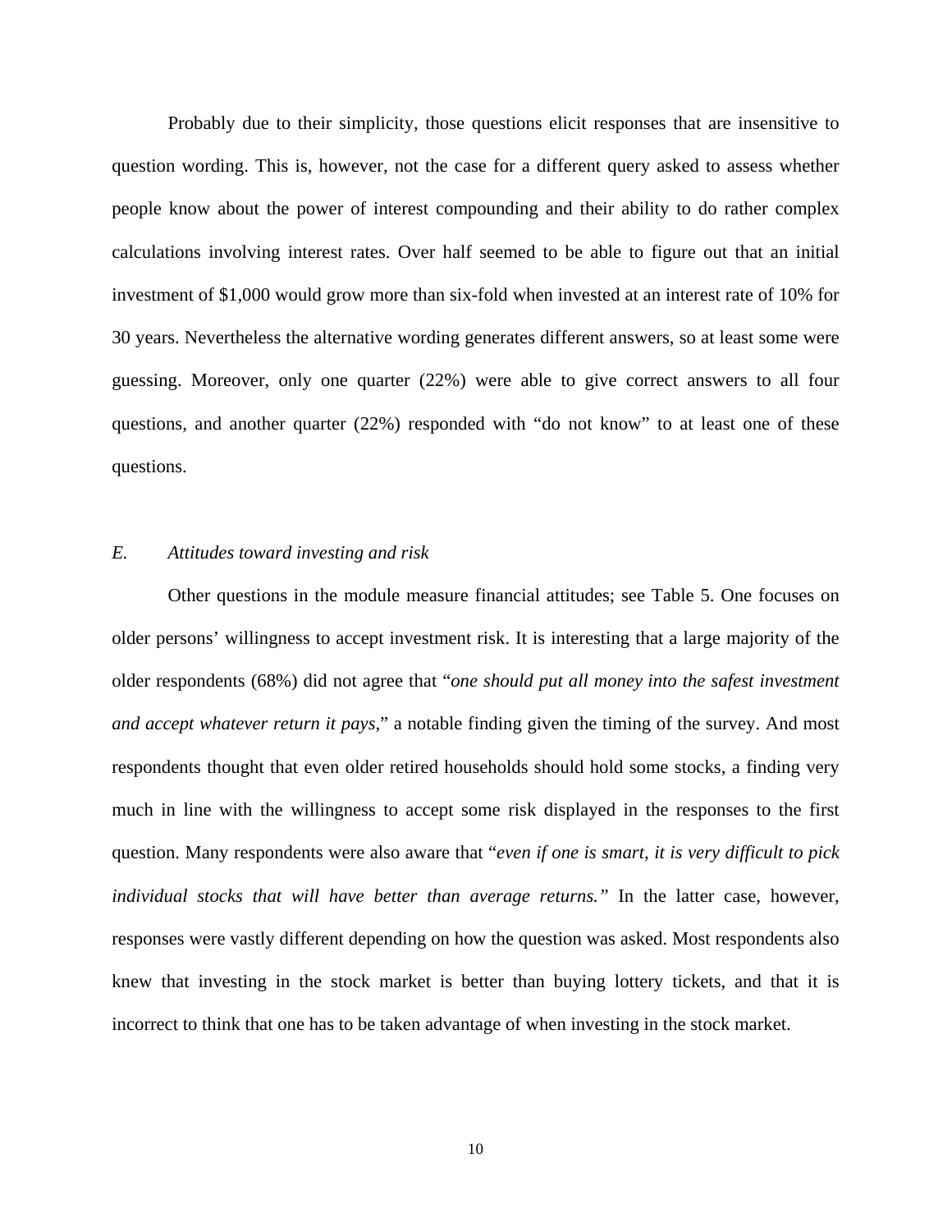Probably due to their simplicity, those questions elicit responses that are insensitive to question wording. This is, however, not the case for a different query asked to assess whether people know about the power of interest compounding and their ability to do rather complex calculations involving interest rates. Over half seemed to be able to figure out that an initial investment of $1,000 would grow more than six-fold when invested at an interest rate of 10% for 30 years. Nevertheless the alternative wording generates different answers, so at least some were guessing. Moreover, only one quarter (22%) were able to give correct answers to all four questions, and another quarter (22%) responded with "do not know" to at least one of these questions.

### *E. Attitudes toward investing and risk*

Other questions in the module measure financial attitudes; see Table 5. One focuses on older persons' willingness to accept investment risk. It is interesting that a large majority of the older respondents (68%) did not agree that "*one should put all money into the safest investment and accept whatever return it pays*," a notable finding given the timing of the survey. And most respondents thought that even older retired households should hold some stocks, a finding very much in line with the willingness to accept some risk displayed in the responses to the first question. Many respondents were also aware that "*even if one is smart, it is very difficult to pick individual stocks that will have better than average returns.*" In the latter case, however, responses were vastly different depending on how the question was asked. Most respondents also knew that investing in the stock market is better than buying lottery tickets, and that it is incorrect to think that one has to be taken advantage of when investing in the stock market.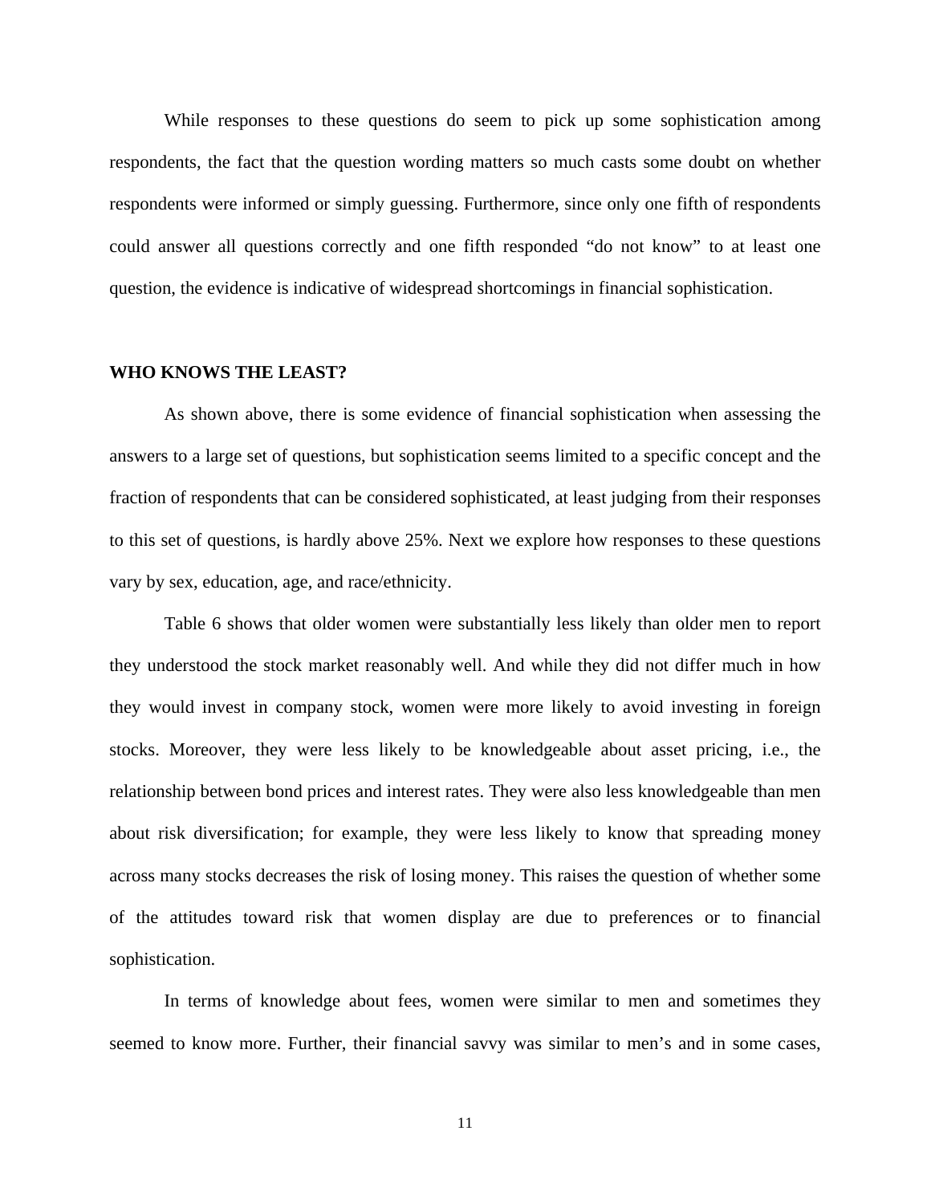While responses to these questions do seem to pick up some sophistication among respondents, the fact that the question wording matters so much casts some doubt on whether respondents were informed or simply guessing. Furthermore, since only one fifth of respondents could answer all questions correctly and one fifth responded “do not know” to at least one question, the evidence is indicative of widespread shortcomings in financial sophistication.

## WHO KNOWS THE LEAST?

As shown above, there is some evidence of financial sophistication when assessing the answers to a large set of questions, but sophistication seems limited to a specific concept and the fraction of respondents that can be considered sophisticated, at least judging from their responses to this set of questions, is hardly above 25%. Next we explore how responses to these questions vary by sex, education, age, and race/ethnicity.

Table 6 shows that older women were substantially less likely than older men to report they understood the stock market reasonably well. And while they did not differ much in how they would invest in company stock, women were more likely to avoid investing in foreign stocks. Moreover, they were less likely to be knowledgeable about asset pricing, i.e., the relationship between bond prices and interest rates. They were also less knowledgeable than men about risk diversification; for example, they were less likely to know that spreading money across many stocks decreases the risk of losing money. This raises the question of whether some of the attitudes toward risk that women display are due to preferences or to financial sophistication.

In terms of knowledge about fees, women were similar to men and sometimes they seemed to know more. Further, their financial savvy was similar to men’s and in some cases,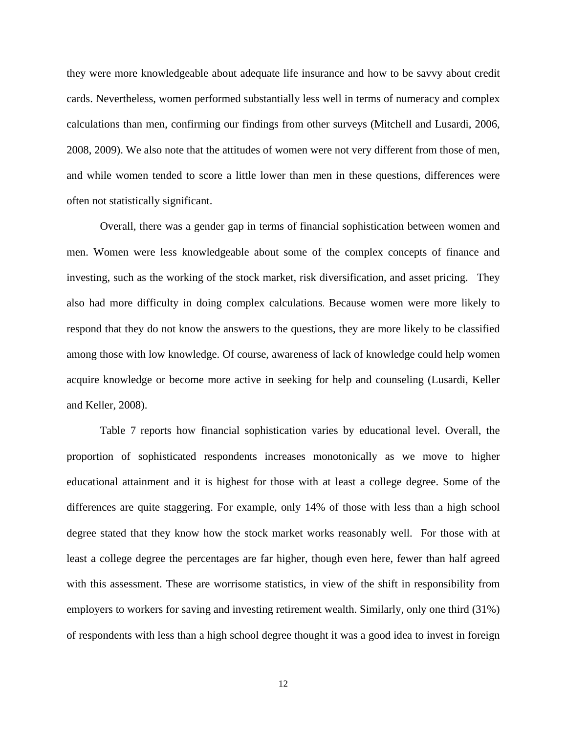they were more knowledgeable about adequate life insurance and how to be savvy about credit cards. Nevertheless, women performed substantially less well in terms of numeracy and complex calculations than men, confirming our findings from other surveys (Mitchell and Lusardi, 2006, 2008, 2009). We also note that the attitudes of women were not very different from those of men, and while women tended to score a little lower than men in these questions, differences were often not statistically significant.

Overall, there was a gender gap in terms of financial sophistication between women and men. Women were less knowledgeable about some of the complex concepts of finance and investing, such as the working of the stock market, risk diversification, and asset pricing. They also had more difficulty in doing complex calculations. Because women were more likely to respond that they do not know the answers to the questions, they are more likely to be classified among those with low knowledge. Of course, awareness of lack of knowledge could help women acquire knowledge or become more active in seeking for help and counseling (Lusardi, Keller and Keller, 2008).

Table 7 reports how financial sophistication varies by educational level. Overall, the proportion of sophisticated respondents increases monotonically as we move to higher educational attainment and it is highest for those with at least a college degree. Some of the differences are quite staggering. For example, only 14% of those with less than a high school degree stated that they know how the stock market works reasonably well. For those with at least a college degree the percentages are far higher, though even here, fewer than half agreed with this assessment. These are worrisome statistics, in view of the shift in responsibility from employers to workers for saving and investing retirement wealth. Similarly, only one third (31%) of respondents with less than a high school degree thought it was a good idea to invest in foreign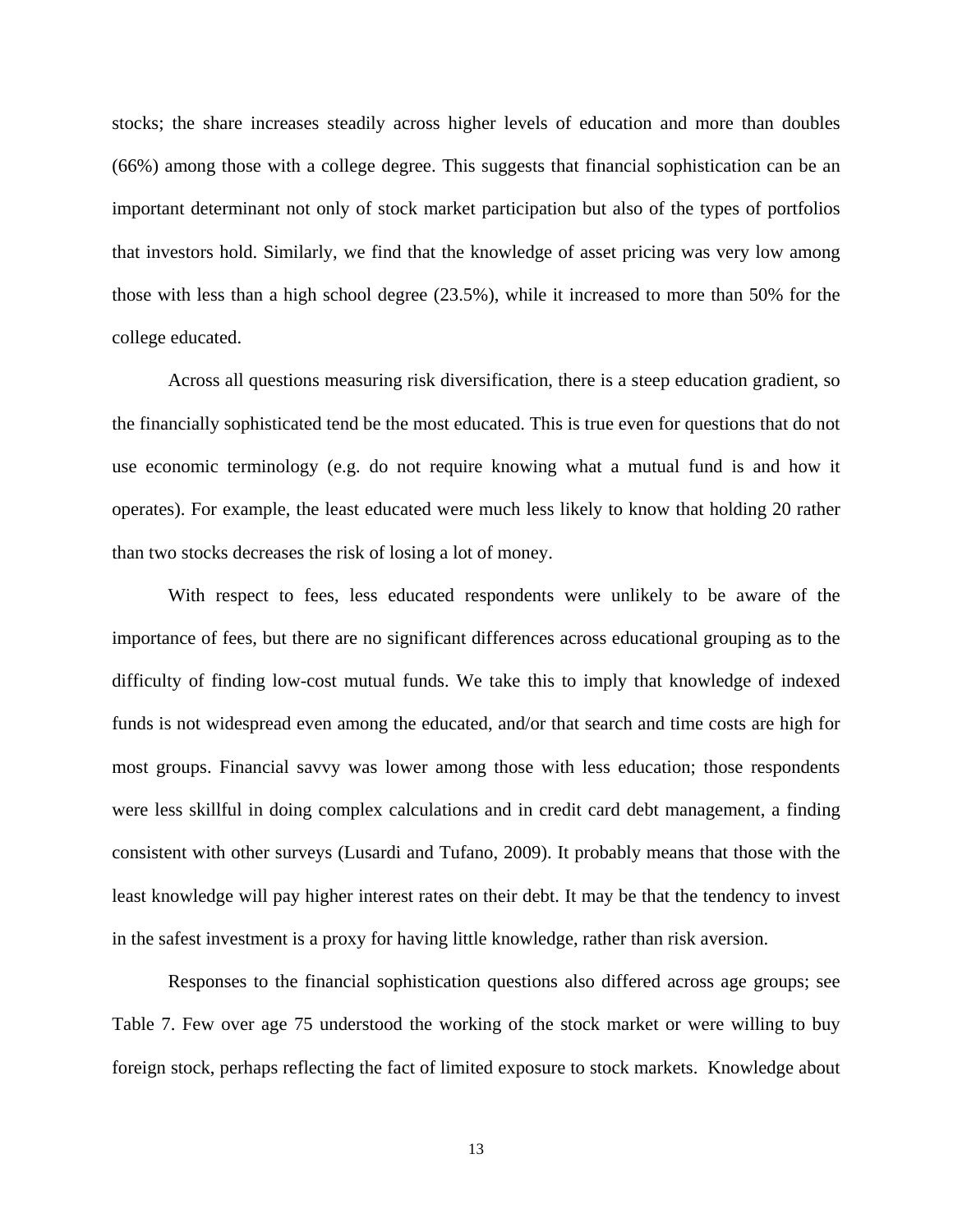stocks; the share increases steadily across higher levels of education and more than doubles (66%) among those with a college degree. This suggests that financial sophistication can be an important determinant not only of stock market participation but also of the types of portfolios that investors hold. Similarly, we find that the knowledge of asset pricing was very low among those with less than a high school degree (23.5%), while it increased to more than 50% for the college educated.

Across all questions measuring risk diversification, there is a steep education gradient, so the financially sophisticated tend be the most educated. This is true even for questions that do not use economic terminology (e.g. do not require knowing what a mutual fund is and how it operates). For example, the least educated were much less likely to know that holding 20 rather than two stocks decreases the risk of losing a lot of money.

With respect to fees, less educated respondents were unlikely to be aware of the importance of fees, but there are no significant differences across educational grouping as to the difficulty of finding low-cost mutual funds. We take this to imply that knowledge of indexed funds is not widespread even among the educated, and/or that search and time costs are high for most groups. Financial savvy was lower among those with less education; those respondents were less skillful in doing complex calculations and in credit card debt management, a finding consistent with other surveys (Lusardi and Tufano, 2009). It probably means that those with the least knowledge will pay higher interest rates on their debt. It may be that the tendency to invest in the safest investment is a proxy for having little knowledge, rather than risk aversion.

Responses to the financial sophistication questions also differed across age groups; see Table 7. Few over age 75 understood the working of the stock market or were willing to buy foreign stock, perhaps reflecting the fact of limited exposure to stock markets. Knowledge about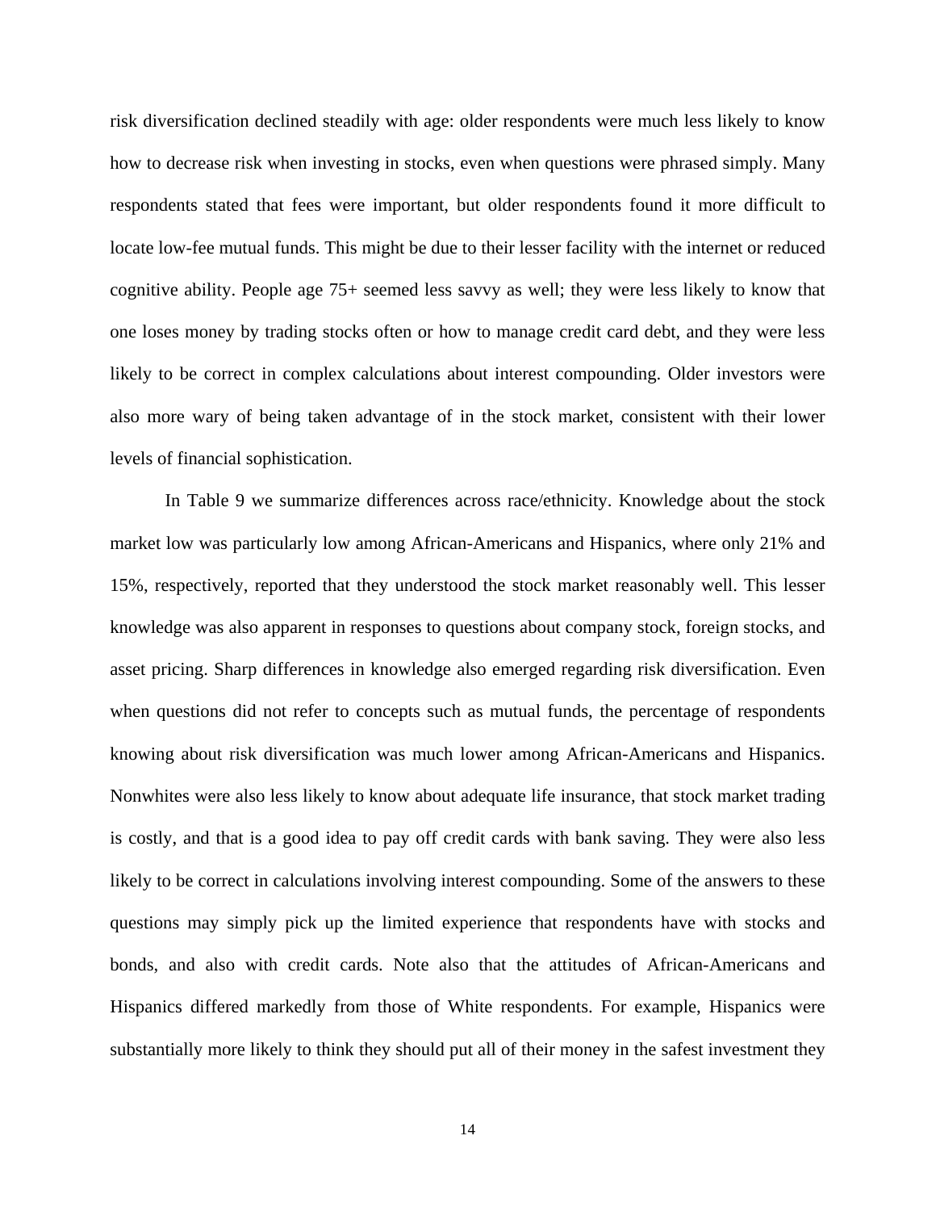risk diversification declined steadily with age: older respondents were much less likely to know how to decrease risk when investing in stocks, even when questions were phrased simply. Many respondents stated that fees were important, but older respondents found it more difficult to locate low-fee mutual funds. This might be due to their lesser facility with the internet or reduced cognitive ability. People age 75+ seemed less savvy as well; they were less likely to know that one loses money by trading stocks often or how to manage credit card debt, and they were less likely to be correct in complex calculations about interest compounding. Older investors were also more wary of being taken advantage of in the stock market, consistent with their lower levels of financial sophistication.

In Table 9 we summarize differences across race/ethnicity. Knowledge about the stock market low was particularly low among African-Americans and Hispanics, where only 21% and 15%, respectively, reported that they understood the stock market reasonably well. This lesser knowledge was also apparent in responses to questions about company stock, foreign stocks, and asset pricing. Sharp differences in knowledge also emerged regarding risk diversification. Even when questions did not refer to concepts such as mutual funds, the percentage of respondents knowing about risk diversification was much lower among African-Americans and Hispanics. Nonwhites were also less likely to know about adequate life insurance, that stock market trading is costly, and that is a good idea to pay off credit cards with bank saving. They were also less likely to be correct in calculations involving interest compounding. Some of the answers to these questions may simply pick up the limited experience that respondents have with stocks and bonds, and also with credit cards. Note also that the attitudes of African-Americans and Hispanics differed markedly from those of White respondents. For example, Hispanics were substantially more likely to think they should put all of their money in the safest investment they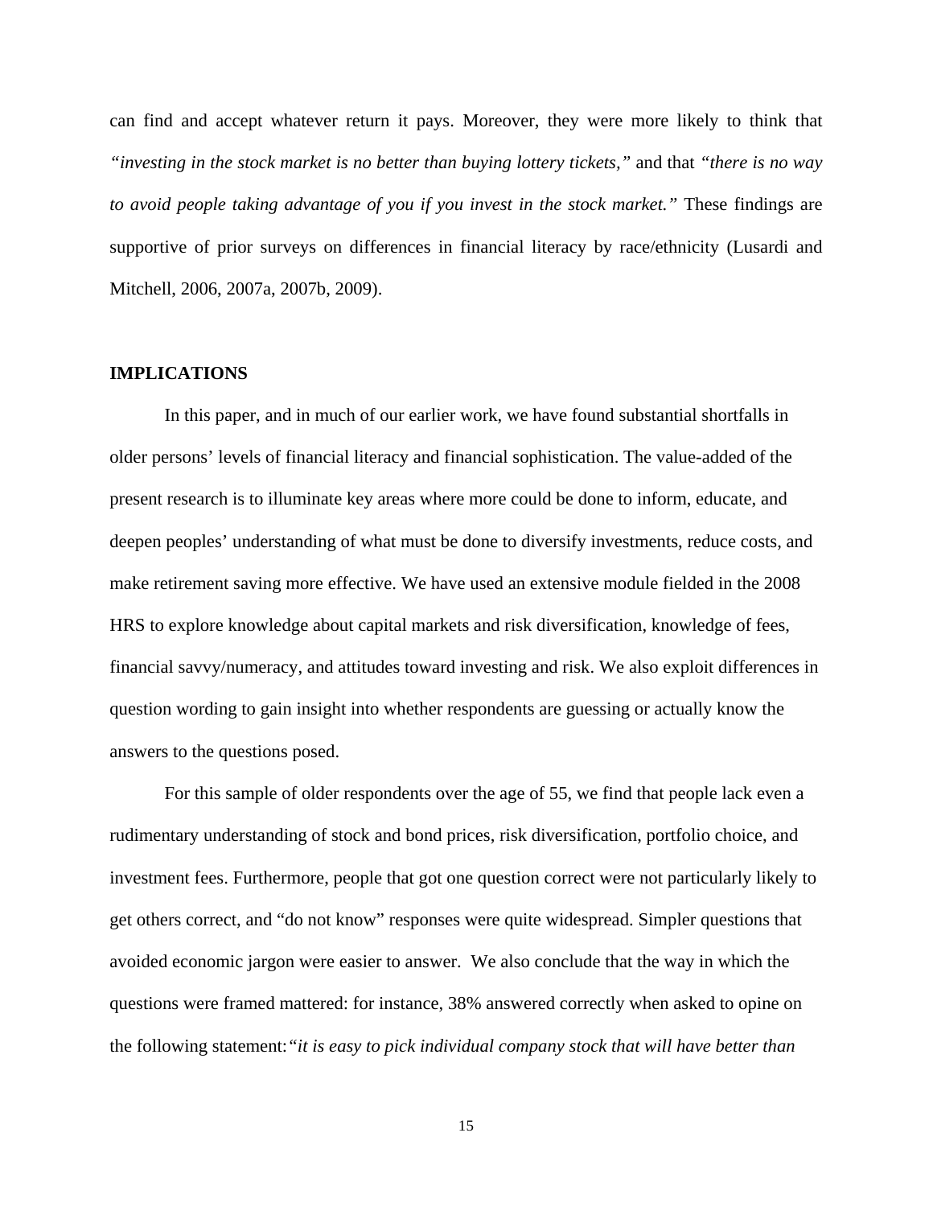can find and accept whatever return it pays. Moreover, they were more likely to think that *"investing in the stock market is no better than buying lottery tickets,"* and that *"there is no way to avoid people taking advantage of you if you invest in the stock market."* These findings are supportive of prior surveys on differences in financial literacy by race/ethnicity (Lusardi and Mitchell, 2006, 2007a, 2007b, 2009).

## IMPLICATIONS

In this paper, and in much of our earlier work, we have found substantial shortfalls in older persons' levels of financial literacy and financial sophistication. The value-added of the present research is to illuminate key areas where more could be done to inform, educate, and deepen peoples' understanding of what must be done to diversify investments, reduce costs, and make retirement saving more effective. We have used an extensive module fielded in the 2008 HRS to explore knowledge about capital markets and risk diversification, knowledge of fees, financial savvy/numeracy, and attitudes toward investing and risk. We also exploit differences in question wording to gain insight into whether respondents are guessing or actually know the answers to the questions posed.

For this sample of older respondents over the age of 55, we find that people lack even a rudimentary understanding of stock and bond prices, risk diversification, portfolio choice, and investment fees. Furthermore, people that got one question correct were not particularly likely to get others correct, and "do not know" responses were quite widespread. Simpler questions that avoided economic jargon were easier to answer. We also conclude that the way in which the questions were framed mattered: for instance, 38% answered correctly when asked to opine on the following statement: *"it is easy to pick individual company stock that will have better than*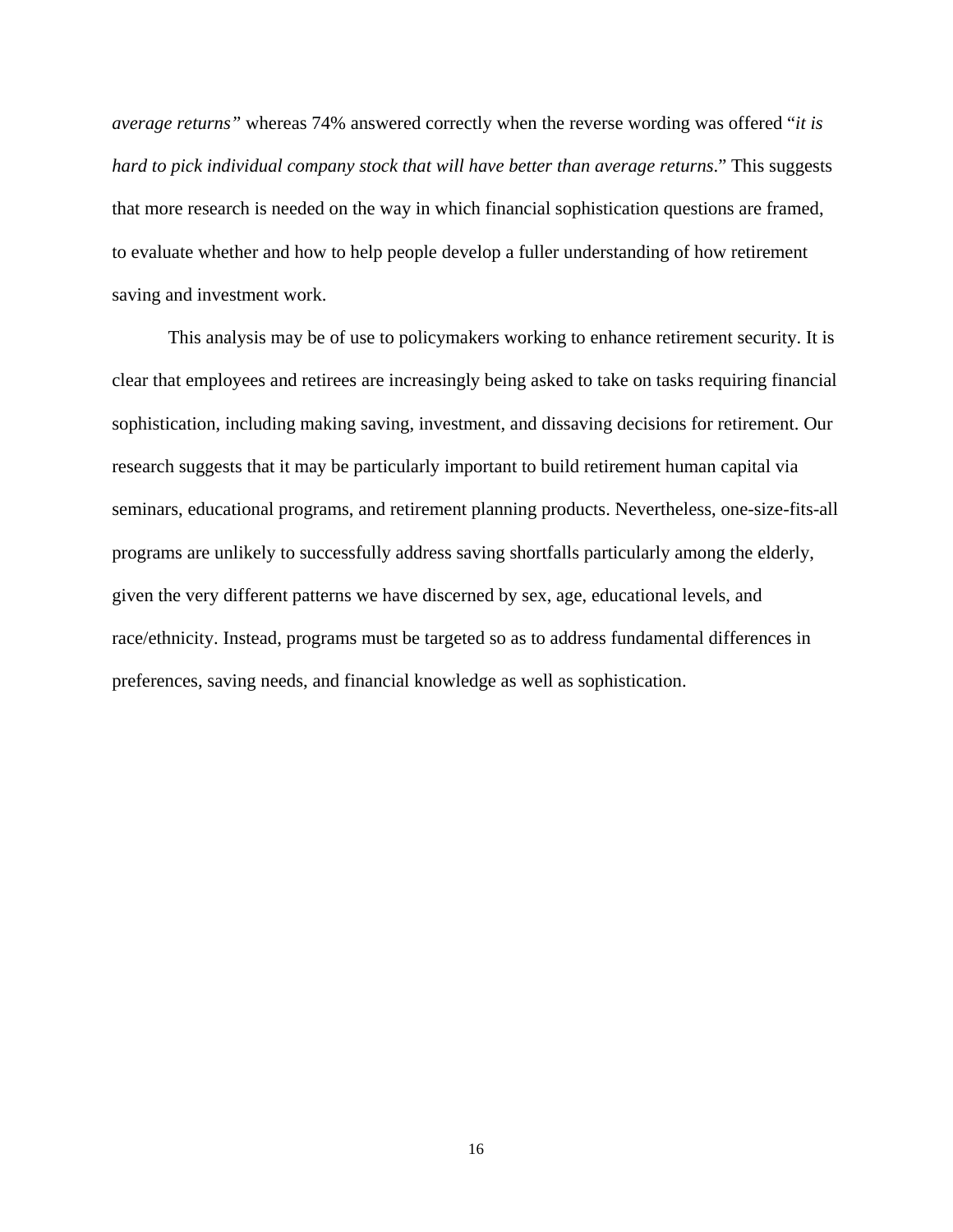*average returns"* whereas 74% answered correctly when the reverse wording was offered "*it is hard to pick individual company stock that will have better than average returns*." This suggests that more research is needed on the way in which financial sophistication questions are framed, to evaluate whether and how to help people develop a fuller understanding of how retirement saving and investment work.

This analysis may be of use to policymakers working to enhance retirement security. It is clear that employees and retirees are increasingly being asked to take on tasks requiring financial sophistication, including making saving, investment, and dissaving decisions for retirement. Our research suggests that it may be particularly important to build retirement human capital via seminars, educational programs, and retirement planning products. Nevertheless, one-size-fits-all programs are unlikely to successfully address saving shortfalls particularly among the elderly, given the very different patterns we have discerned by sex, age, educational levels, and race/ethnicity. Instead, programs must be targeted so as to address fundamental differences in preferences, saving needs, and financial knowledge as well as sophistication.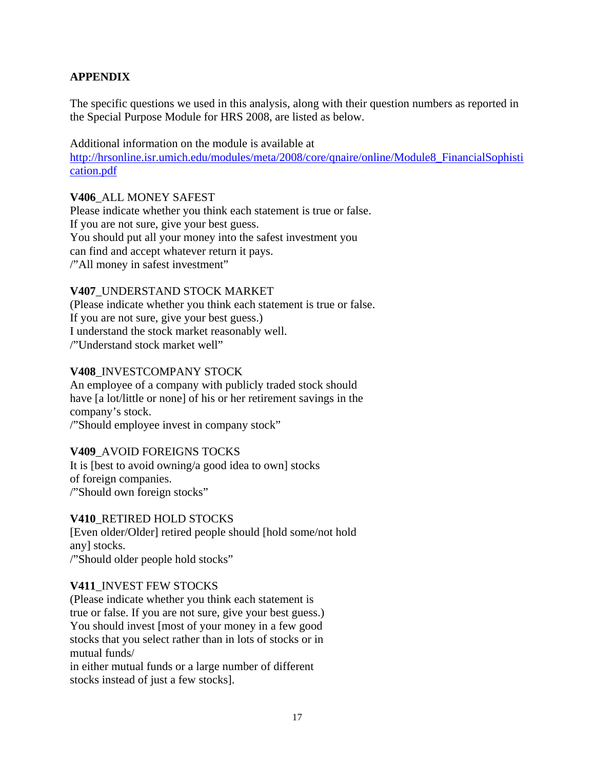## APPENDIX

The specific questions we used in this analysis, along with their question numbers as reported in the Special Purpose Module for HRS 2008, are listed as below.

Additional information on the module is available at http://hrsonline.isr.umich.edu/modules/meta/2008/core/qnaire/online/Module8_FinancialSophistication.pdf

**V406**_ALL MONEY SAFEST
Please indicate whether you think each statement is true or false.
If you are not sure, give your best guess.
You should put all your money into the safest investment you can find and accept whatever return it pays.
/"All money in safest investment"

**V407**_UNDERSTAND STOCK MARKET
(Please indicate whether you think each statement is true or false.
If you are not sure, give your best guess.)
I understand the stock market reasonably well.
/"Understand stock market well"

**V408**_INVESTCOMPANY STOCK
An employee of a company with publicly traded stock should have [a lot/little or none] of his or her retirement savings in the company's stock.
/"Should employee invest in company stock"

**V409**_AVOID FOREIGNS TOCKS
It is [best to avoid owning/a good idea to own] stocks of foreign companies.
/"Should own foreign stocks"

**V410**_RETIRED HOLD STOCKS
[Even older/Older] retired people should [hold some/not hold any] stocks.
/"Should older people hold stocks"

**V411**_INVEST FEW STOCKS
(Please indicate whether you think each statement is true or false. If you are not sure, give your best guess.)
You should invest [most of your money in a few good stocks that you select rather than in lots of stocks or in mutual funds/
in either mutual funds or a large number of different stocks instead of just a few stocks].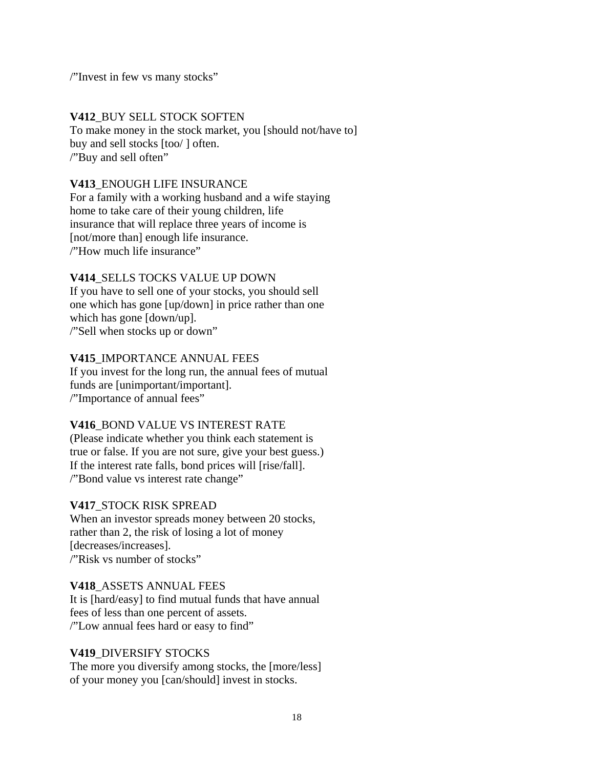/"Invest in few vs many stocks"

**V412**_BUY SELL STOCK SOFTEN
To make money in the stock market, you [should not/have to] buy and sell stocks [too/ ] often.
/"Buy and sell often"

**V413**_ENOUGH LIFE INSURANCE
For a family with a working husband and a wife staying home to take care of their young children, life insurance that will replace three years of income is [not/more than] enough life insurance.
/"How much life insurance"

**V414**_SELLS TOCKS VALUE UP DOWN
If you have to sell one of your stocks, you should sell one which has gone [up/down] in price rather than one which has gone [down/up].
/"Sell when stocks up or down"

**V415**_IMPORTANCE ANNUAL FEES
If you invest for the long run, the annual fees of mutual funds are [unimportant/important].
/"Importance of annual fees"

**V416**_BOND VALUE VS INTEREST RATE
(Please indicate whether you think each statement is true or false. If you are not sure, give your best guess.)
If the interest rate falls, bond prices will [rise/fall].
/"Bond value vs interest rate change"

**V417**_STOCK RISK SPREAD
When an investor spreads money between 20 stocks, rather than 2, the risk of losing a lot of money [decreases/increases].
/"Risk vs number of stocks"

**V418**_ASSETS ANNUAL FEES
It is [hard/easy] to find mutual funds that have annual fees of less than one percent of assets.
/"Low annual fees hard or easy to find"

**V419**_DIVERSIFY STOCKS
The more you diversify among stocks, the [more/less] of your money you [can/should] invest in stocks.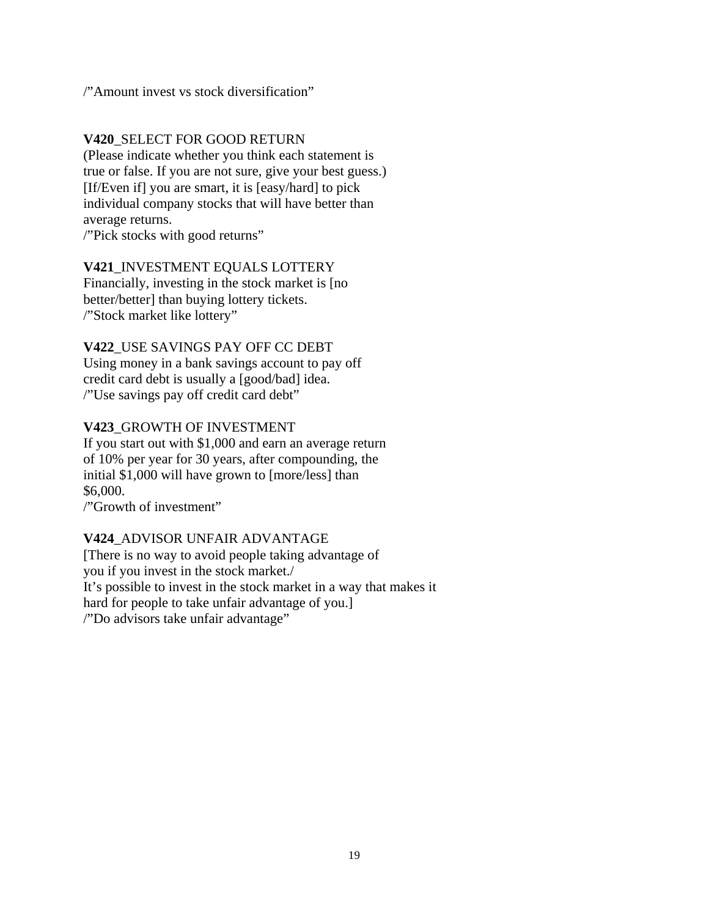/"Amount invest vs stock diversification"

**V420**_SELECT FOR GOOD RETURN
(Please indicate whether you think each statement is true or false. If you are not sure, give your best guess.)
[If/Even if] you are smart, it is [easy/hard] to pick individual company stocks that will have better than average returns.
/"Pick stocks with good returns"

**V421**_INVESTMENT EQUALS LOTTERY
Financially, investing in the stock market is [no better/better] than buying lottery tickets.
/"Stock market like lottery"

**V422**_USE SAVINGS PAY OFF CC DEBT
Using money in a bank savings account to pay off credit card debt is usually a [good/bad] idea.
/"Use savings pay off credit card debt"

**V423**_GROWTH OF INVESTMENT
If you start out with $1,000 and earn an average return of 10% per year for 30 years, after compounding, the initial $1,000 will have grown to [more/less] than $6,000.
/"Growth of investment"

**V424**_ADVISOR UNFAIR ADVANTAGE
[There is no way to avoid people taking advantage of you if you invest in the stock market./
It's possible to invest in the stock market in a way that makes it hard for people to take unfair advantage of you.]
/"Do advisors take unfair advantage"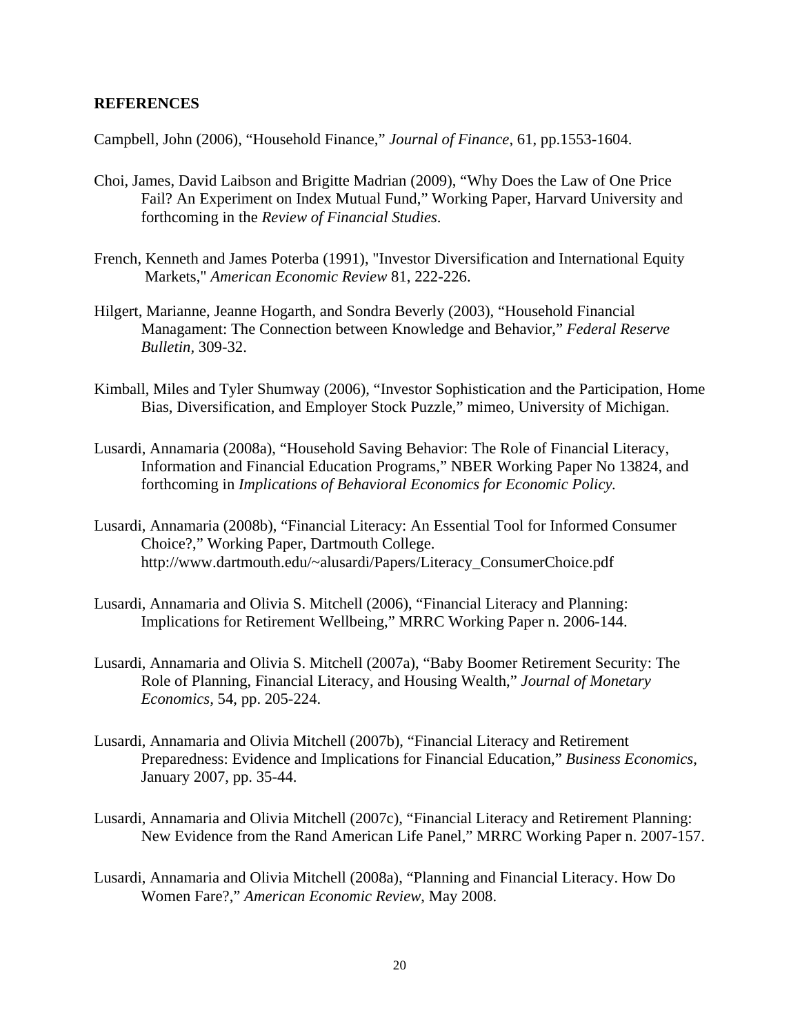## REFERENCES

Campbell, John (2006), "Household Finance," *Journal of Finance*, 61, pp.1553-1604.

Choi, James, David Laibson and Brigitte Madrian (2009), "Why Does the Law of One Price Fail? An Experiment on Index Mutual Fund," Working Paper, Harvard University and forthcoming in the *Review of Financial Studies*.

French, Kenneth and James Poterba (1991), "Investor Diversification and International Equity Markets," *American Economic Review* 81, 222-226.

Hilgert, Marianne, Jeanne Hogarth, and Sondra Beverly (2003), "Household Financial Managament: The Connection between Knowledge and Behavior," *Federal Reserve Bulletin*, 309-32.

Kimball, Miles and Tyler Shumway (2006), "Investor Sophistication and the Participation, Home Bias, Diversification, and Employer Stock Puzzle," mimeo, University of Michigan.

Lusardi, Annamaria (2008a), "Household Saving Behavior: The Role of Financial Literacy, Information and Financial Education Programs," NBER Working Paper No 13824, and forthcoming in *Implications of Behavioral Economics for Economic Policy*.

Lusardi, Annamaria (2008b), "Financial Literacy: An Essential Tool for Informed Consumer Choice?," Working Paper, Dartmouth College. http://www.dartmouth.edu/~alusardi/Papers/Literacy_ConsumerChoice.pdf

Lusardi, Annamaria and Olivia S. Mitchell (2006), "Financial Literacy and Planning: Implications for Retirement Wellbeing," MRRC Working Paper n. 2006-144.

Lusardi, Annamaria and Olivia S. Mitchell (2007a), "Baby Boomer Retirement Security: The Role of Planning, Financial Literacy, and Housing Wealth," *Journal of Monetary Economics*, 54, pp. 205-224.

Lusardi, Annamaria and Olivia Mitchell (2007b), "Financial Literacy and Retirement Preparedness: Evidence and Implications for Financial Education," *Business Economics*, January 2007, pp. 35-44.

Lusardi, Annamaria and Olivia Mitchell (2007c), "Financial Literacy and Retirement Planning: New Evidence from the Rand American Life Panel," MRRC Working Paper n. 2007-157.

Lusardi, Annamaria and Olivia Mitchell (2008a), "Planning and Financial Literacy. How Do Women Fare?," *American Economic Review*, May 2008.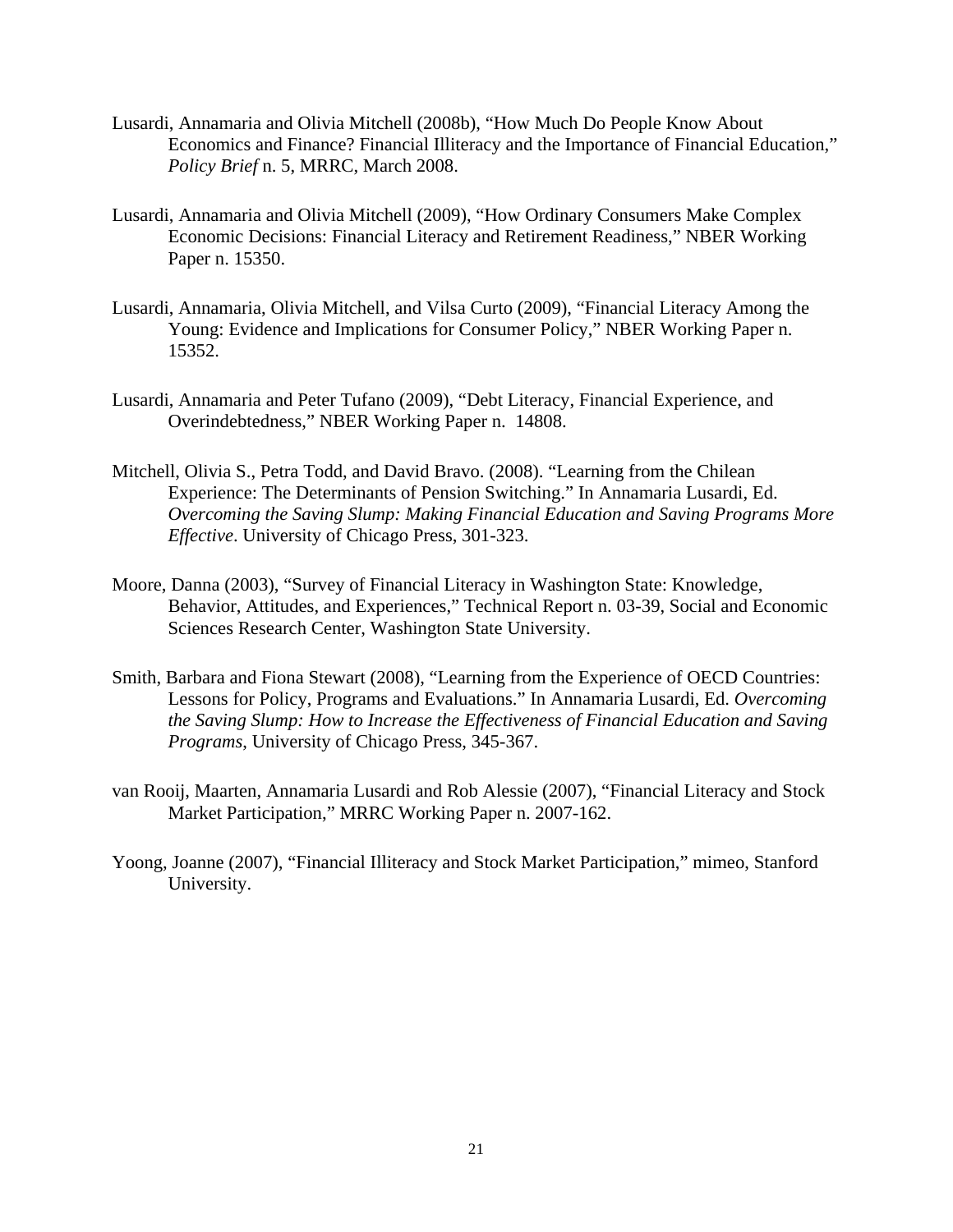Lusardi, Annamaria and Olivia Mitchell (2008b), "How Much Do People Know About Economics and Finance? Financial Illiteracy and the Importance of Financial Education," *Policy Brief* n. 5, MRRC, March 2008.

Lusardi, Annamaria and Olivia Mitchell (2009), "How Ordinary Consumers Make Complex Economic Decisions: Financial Literacy and Retirement Readiness," NBER Working Paper n. 15350.

Lusardi, Annamaria, Olivia Mitchell, and Vilsa Curto (2009), "Financial Literacy Among the Young: Evidence and Implications for Consumer Policy," NBER Working Paper n. 15352.

Lusardi, Annamaria and Peter Tufano (2009), "Debt Literacy, Financial Experience, and Overindebtedness," NBER Working Paper n. 14808.

Mitchell, Olivia S., Petra Todd, and David Bravo. (2008). "Learning from the Chilean Experience: The Determinants of Pension Switching." In Annamaria Lusardi, Ed. *Overcoming the Saving Slump: Making Financial Education and Saving Programs More Effective*. University of Chicago Press, 301-323.

Moore, Danna (2003), "Survey of Financial Literacy in Washington State: Knowledge, Behavior, Attitudes, and Experiences," Technical Report n. 03-39, Social and Economic Sciences Research Center, Washington State University.

Smith, Barbara and Fiona Stewart (2008), "Learning from the Experience of OECD Countries: Lessons for Policy, Programs and Evaluations." In Annamaria Lusardi, Ed. *Overcoming the Saving Slump: How to Increase the Effectiveness of Financial Education and Saving Programs*, University of Chicago Press, 345-367.

van Rooij, Maarten, Annamaria Lusardi and Rob Alessie (2007), "Financial Literacy and Stock Market Participation," MRRC Working Paper n. 2007-162.

Yoong, Joanne (2007), "Financial Illiteracy and Stock Market Participation," mimeo, Stanford University.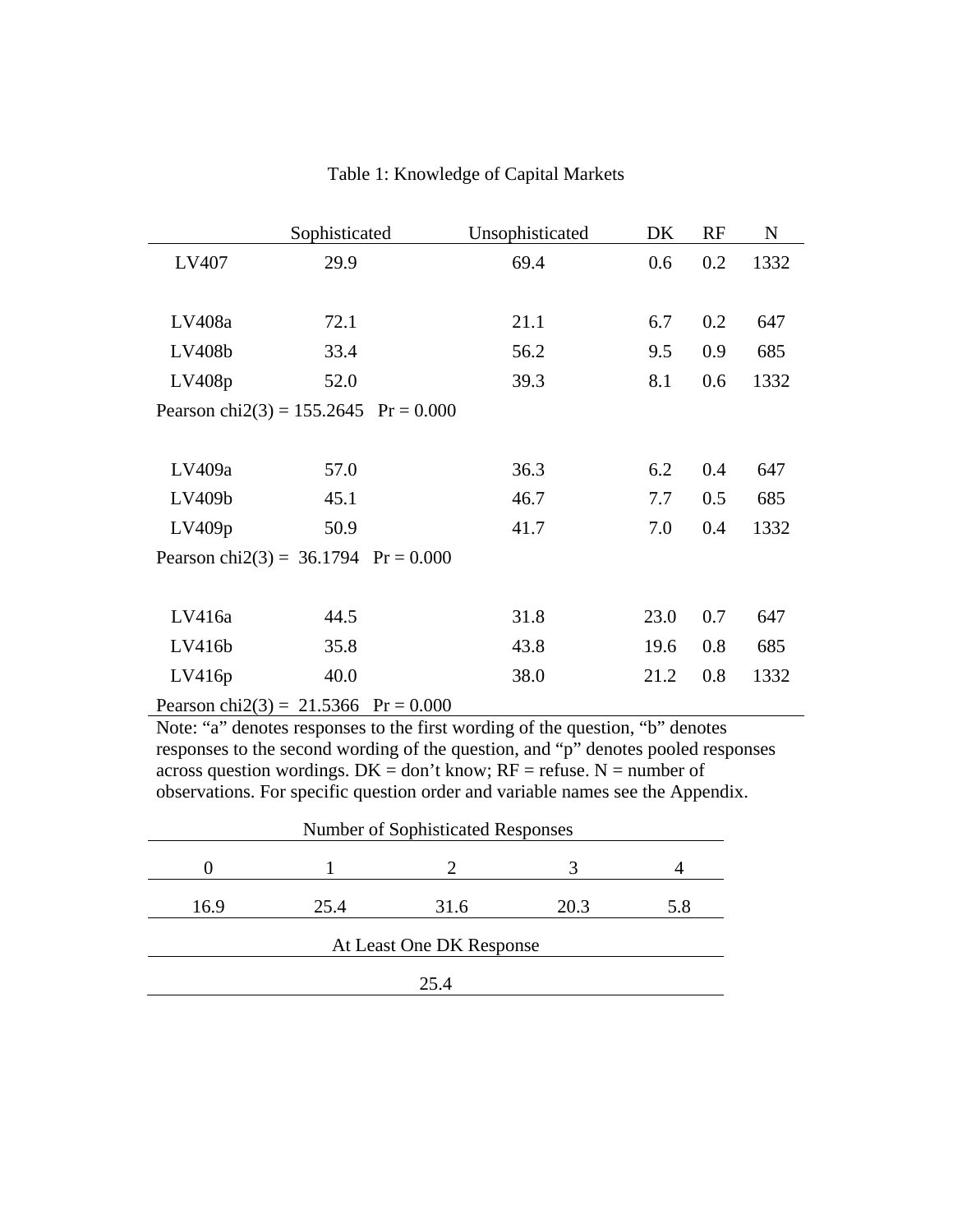Table 1: Knowledge of Capital Markets

| | Sophisticated | Unsophisticated | DK | RF | N |
|---|---|---|---|---|---|
| LV407 | 29.9 | 69.4 | 0.6 | 0.2 | 1332 |
| | | | | | |
| LV408a | 72.1 | 21.1 | 6.7 | 0.2 | 647 |
| LV408b | 33.4 | 56.2 | 9.5 | 0.9 | 685 |
| LV408p | 52.0 | 39.3 | 8.1 | 0.6 | 1332 |
| Pearson chi2(3) = 155.2645 Pr = 0.000 | | | | | |
| | | | | | |
| LV409a | 57.0 | 36.3 | 6.2 | 0.4 | 647 |
| LV409b | 45.1 | 46.7 | 7.7 | 0.5 | 685 |
| LV409p | 50.9 | 41.7 | 7.0 | 0.4 | 1332 |
| Pearson chi2(3) = 36.1794 Pr = 0.000 | | | | | |
| | | | | | |
| LV416a | 44.5 | 31.8 | 23.0 | 0.7 | 647 |
| LV416b | 35.8 | 43.8 | 19.6 | 0.8 | 685 |
| LV416p | 40.0 | 38.0 | 21.2 | 0.8 | 1332 |
| Pearson chi2(3) = 21.5366 Pr = 0.000 | | | | | |

Note: "a" denotes responses to the first wording of the question, "b" denotes responses to the second wording of the question, and "p" denotes pooled responses across question wordings. DK = don't know; RF = refuse. N = number of observations. For specific question order and variable names see the Appendix.

| Number of Sophisticated Responses | | | | |
|---|---|---|---|---|
| 0 | 1 | 2 | 3 | 4 |
| 16.9 | 25.4 | 31.6 | 20.3 | 5.8 |

| At Least One DK Response |
|---|
| 25.4 |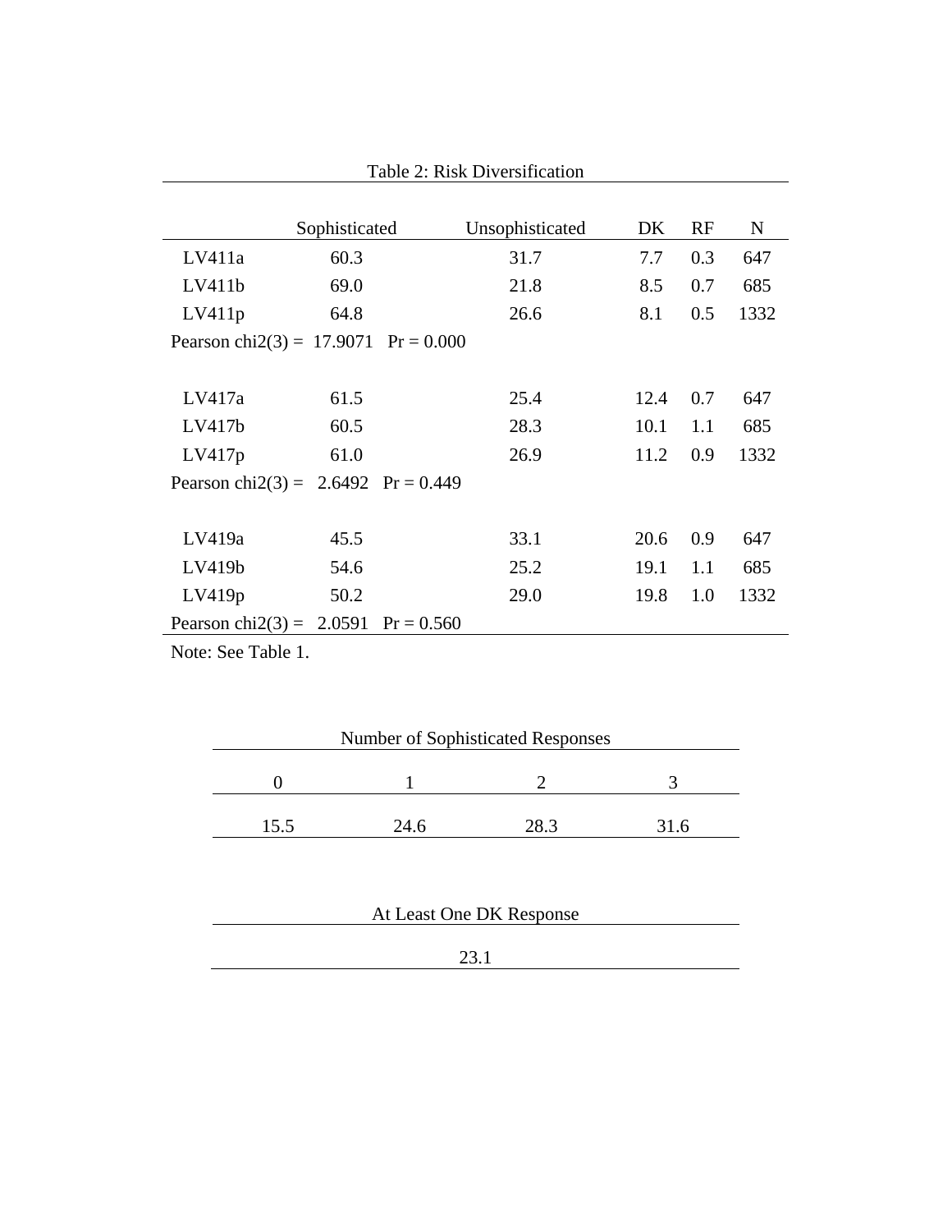Table 2: Risk Diversification

| | Sophisticated | Unsophisticated | DK | RF | N |
|---|---|---|---|---|---|
| LV411a | 60.3 | 31.7 | 7.7 | 0.3 | 647 |
| LV411b | 69.0 | 21.8 | 8.5 | 0.7 | 685 |
| LV411p | 64.8 | 26.6 | 8.1 | 0.5 | 1332 |
| Pearson chi2(3) = 17.9071 Pr = 0.000 | | | | | |
| | | | | | |
| LV417a | 61.5 | 25.4 | 12.4 | 0.7 | 647 |
| LV417b | 60.5 | 28.3 | 10.1 | 1.1 | 685 |
| LV417p | 61.0 | 26.9 | 11.2 | 0.9 | 1332 |
| Pearson chi2(3) = 2.6492 Pr = 0.449 | | | | | |
| | | | | | |
| LV419a | 45.5 | 33.1 | 20.6 | 0.9 | 647 |
| LV419b | 54.6 | 25.2 | 19.1 | 1.1 | 685 |
| LV419p | 50.2 | 29.0 | 19.8 | 1.0 | 1332 |
| Pearson chi2(3) = 2.0591 Pr = 0.560 | | | | | |

Note: See Table 1.

| Number of Sophisticated Responses | | | |
|---|---|---|---|
| 0 | 1 | 2 | 3 |
| 15.5 | 24.6 | 28.3 | 31.6 |

| At Least One DK Response |
|---|
| 23.1 |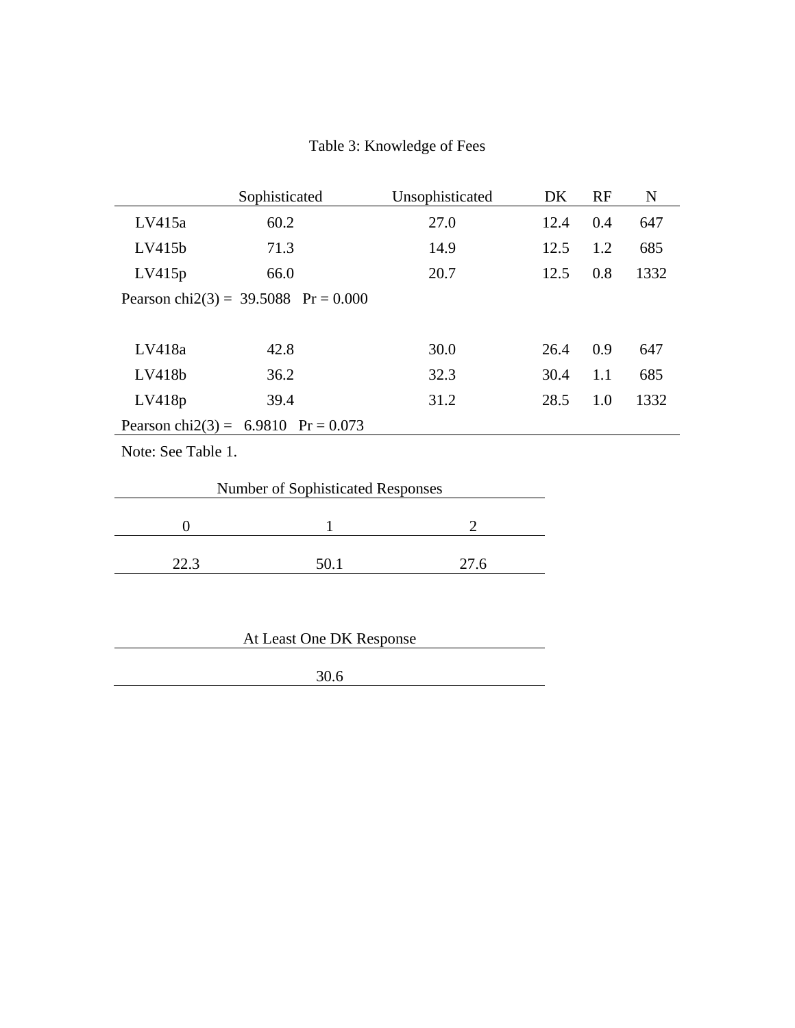Table 3: Knowledge of Fees

| | Sophisticated | Unsophisticated | DK | RF | N |
|---|---|---|---|---|---|
| LV415a | 60.2 | 27.0 | 12.4 | 0.4 | 647 |
| LV415b | 71.3 | 14.9 | 12.5 | 1.2 | 685 |
| LV415p | 66.0 | 20.7 | 12.5 | 0.8 | 1332 |
| Pearson chi2(3) = 39.5088 Pr = 0.000 | | | | | |
| | | | | | |
| LV418a | 42.8 | 30.0 | 26.4 | 0.9 | 647 |
| LV418b | 36.2 | 32.3 | 30.4 | 1.1 | 685 |
| LV418p | 39.4 | 31.2 | 28.5 | 1.0 | 1332 |
| Pearson chi2(3) = 6.9810 Pr = 0.073 | | | | | |

Note: See Table 1.

| Number of Sophisticated Responses | | |
|---|---|---|
| 0 | 1 | 2 |
| 22.3 | 50.1 | 27.6 |

| At Least One DK Response |
|---|
| 30.6 |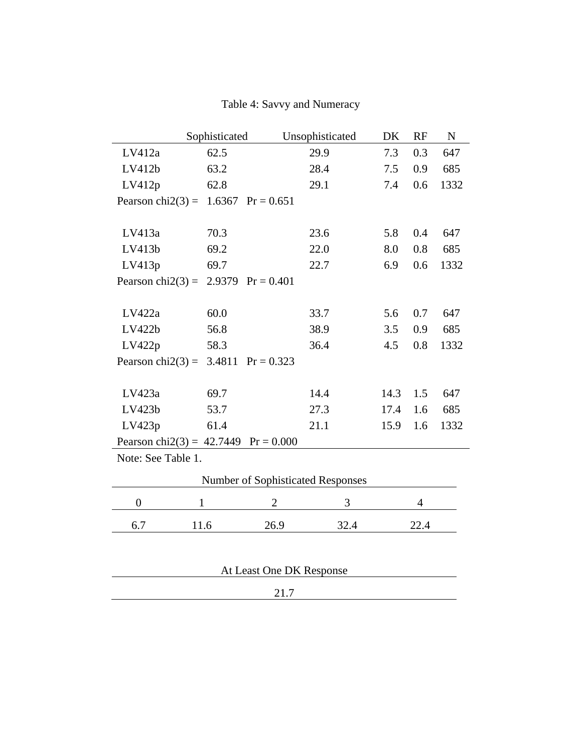Table 4: Savvy and Numeracy

| | Sophisticated | Unsophisticated | DK | RF | N |
|---|---|---|---|---|---|
| LV412a | 62.5 | 29.9 | 7.3 | 0.3 | 647 |
| LV412b | 63.2 | 28.4 | 7.5 | 0.9 | 685 |
| LV412p | 62.8 | 29.1 | 7.4 | 0.6 | 1332 |
| Pearson chi2(3) = 1.6367 Pr = 0.651 | | | | | |
| | | | | | |
| LV413a | 70.3 | 23.6 | 5.8 | 0.4 | 647 |
| LV413b | 69.2 | 22.0 | 8.0 | 0.8 | 685 |
| LV413p | 69.7 | 22.7 | 6.9 | 0.6 | 1332 |
| Pearson chi2(3) = 2.9379 Pr = 0.401 | | | | | |
| | | | | | |
| LV422a | 60.0 | 33.7 | 5.6 | 0.7 | 647 |
| LV422b | 56.8 | 38.9 | 3.5 | 0.9 | 685 |
| LV422p | 58.3 | 36.4 | 4.5 | 0.8 | 1332 |
| Pearson chi2(3) = 3.4811 Pr = 0.323 | | | | | |
| | | | | | |
| LV423a | 69.7 | 14.4 | 14.3 | 1.5 | 647 |
| LV423b | 53.7 | 27.3 | 17.4 | 1.6 | 685 |
| LV423p | 61.4 | 21.1 | 15.9 | 1.6 | 1332 |
| Pearson chi2(3) = 42.7449 Pr = 0.000 | | | | | |

Note: See Table 1.

| Number of Sophisticated Responses | | | | |
|---|---|---|---|---|
| 0 | 1 | 2 | 3 | 4 |
| 6.7 | 11.6 | 26.9 | 32.4 | 22.4 |

| At Least One DK Response |
|---|
| 21.7 |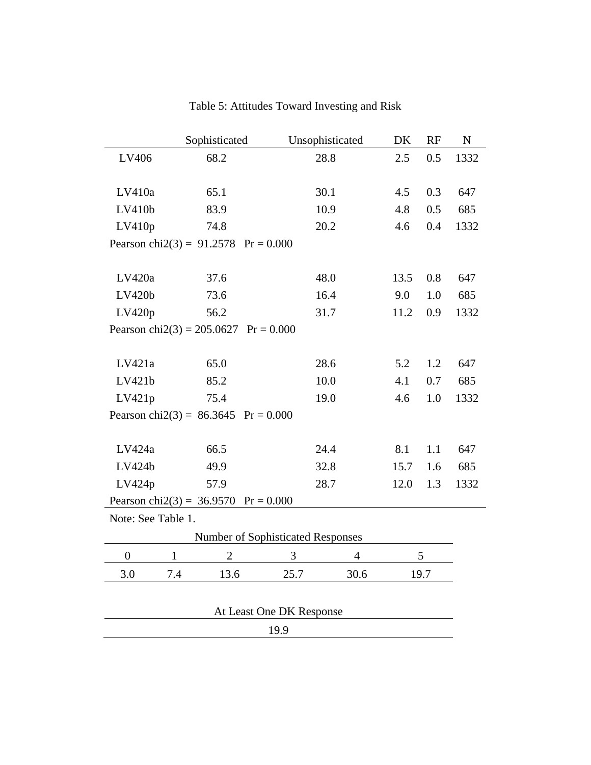Table 5: Attitudes Toward Investing and Risk

| | Sophisticated | Unsophisticated | DK | RF | N |
|---|---|---|---|---|---|
| LV406 | 68.2 | 28.8 | 2.5 | 0.5 | 1332 |
| | | | | | |
| LV410a | 65.1 | 30.1 | 4.5 | 0.3 | 647 |
| LV410b | 83.9 | 10.9 | 4.8 | 0.5 | 685 |
| LV410p | 74.8 | 20.2 | 4.6 | 0.4 | 1332 |
| Pearson chi2(3) = 91.2578 Pr = 0.000 | | | | | |
| | | | | | |
| LV420a | 37.6 | 48.0 | 13.5 | 0.8 | 647 |
| LV420b | 73.6 | 16.4 | 9.0 | 1.0 | 685 |
| LV420p | 56.2 | 31.7 | 11.2 | 0.9 | 1332 |
| Pearson chi2(3) = 205.0627 Pr = 0.000 | | | | | |
| | | | | | |
| LV421a | 65.0 | 28.6 | 5.2 | 1.2 | 647 |
| LV421b | 85.2 | 10.0 | 4.1 | 0.7 | 685 |
| LV421p | 75.4 | 19.0 | 4.6 | 1.0 | 1332 |
| Pearson chi2(3) = 86.3645 Pr = 0.000 | | | | | |
| | | | | | |
| LV424a | 66.5 | 24.4 | 8.1 | 1.1 | 647 |
| LV424b | 49.9 | 32.8 | 15.7 | 1.6 | 685 |
| LV424p | 57.9 | 28.7 | 12.0 | 1.3 | 1332 |
| Pearson chi2(3) = 36.9570 Pr = 0.000 | | | | | |

Note: See Table 1.

| Number of Sophisticated Responses | | | | | |
|---|---|---|---|---|---|
| 0 | 1 | 2 | 3 | 4 | 5 |
| 3.0 | 7.4 | 13.6 | 25.7 | 30.6 | 19.7 |

| At Least One DK Response |
|---|
| 19.9 |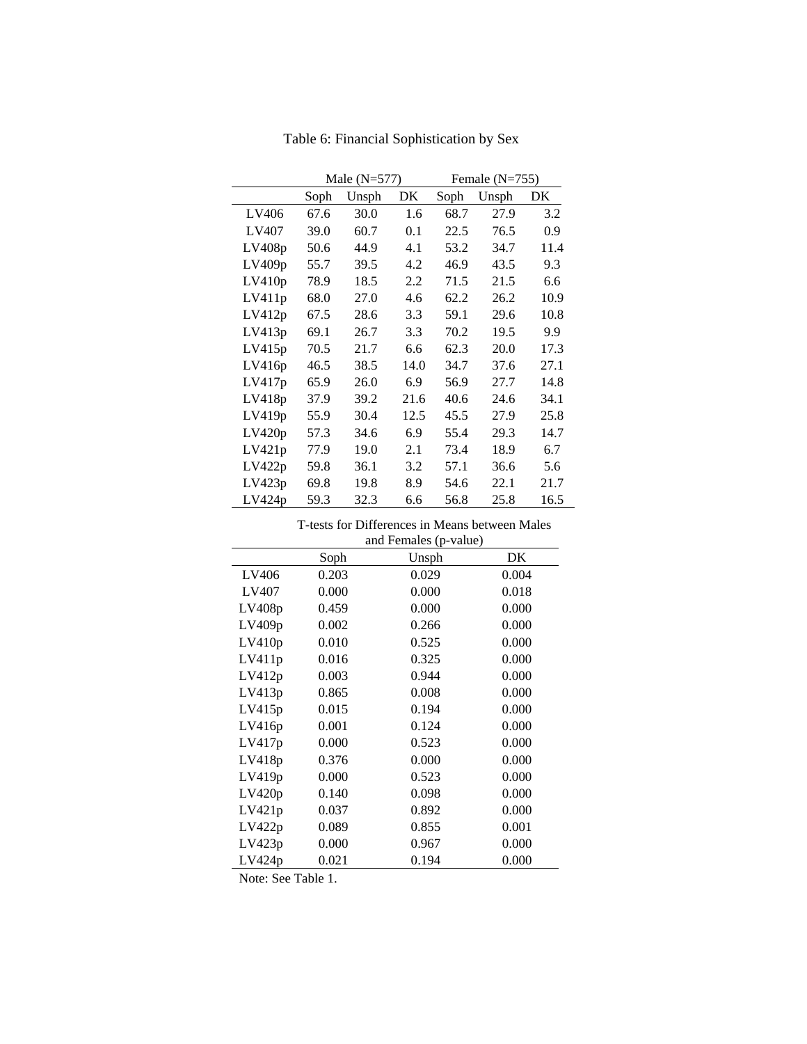Table 6: Financial Sophistication by Sex

| | Male (N=577) | | | Female (N=755) | | |
|---|---|---|---|---|---|---|
| | Soph | Unsph | DK | Soph | Unsph | DK |
| LV406 | 67.6 | 30.0 | 1.6 | 68.7 | 27.9 | 3.2 |
| LV407 | 39.0 | 60.7 | 0.1 | 22.5 | 76.5 | 0.9 |
| LV408p | 50.6 | 44.9 | 4.1 | 53.2 | 34.7 | 11.4 |
| LV409p | 55.7 | 39.5 | 4.2 | 46.9 | 43.5 | 9.3 |
| LV410p | 78.9 | 18.5 | 2.2 | 71.5 | 21.5 | 6.6 |
| LV411p | 68.0 | 27.0 | 4.6 | 62.2 | 26.2 | 10.9 |
| LV412p | 67.5 | 28.6 | 3.3 | 59.1 | 29.6 | 10.8 |
| LV413p | 69.1 | 26.7 | 3.3 | 70.2 | 19.5 | 9.9 |
| LV415p | 70.5 | 21.7 | 6.6 | 62.3 | 20.0 | 17.3 |
| LV416p | 46.5 | 38.5 | 14.0 | 34.7 | 37.6 | 27.1 |
| LV417p | 65.9 | 26.0 | 6.9 | 56.9 | 27.7 | 14.8 |
| LV418p | 37.9 | 39.2 | 21.6 | 40.6 | 24.6 | 34.1 |
| LV419p | 55.9 | 30.4 | 12.5 | 45.5 | 27.9 | 25.8 |
| LV420p | 57.3 | 34.6 | 6.9 | 55.4 | 29.3 | 14.7 |
| LV421p | 77.9 | 19.0 | 2.1 | 73.4 | 18.9 | 6.7 |
| LV422p | 59.8 | 36.1 | 3.2 | 57.1 | 36.6 | 5.6 |
| LV423p | 69.8 | 19.8 | 8.9 | 54.6 | 22.1 | 21.7 |
| LV424p | 59.3 | 32.3 | 6.6 | 56.8 | 25.8 | 16.5 |

T-tests for Differences in Means between Males and Females (p-value)

| | Soph | Unsph | DK |
|---|---|---|---|
| LV406 | 0.203 | 0.029 | 0.004 |
| LV407 | 0.000 | 0.000 | 0.018 |
| LV408p | 0.459 | 0.000 | 0.000 |
| LV409p | 0.002 | 0.266 | 0.000 |
| LV410p | 0.010 | 0.525 | 0.000 |
| LV411p | 0.016 | 0.325 | 0.000 |
| LV412p | 0.003 | 0.944 | 0.000 |
| LV413p | 0.865 | 0.008 | 0.000 |
| LV415p | 0.015 | 0.194 | 0.000 |
| LV416p | 0.001 | 0.124 | 0.000 |
| LV417p | 0.000 | 0.523 | 0.000 |
| LV418p | 0.376 | 0.000 | 0.000 |
| LV419p | 0.000 | 0.523 | 0.000 |
| LV420p | 0.140 | 0.098 | 0.000 |
| LV421p | 0.037 | 0.892 | 0.000 |
| LV422p | 0.089 | 0.855 | 0.001 |
| LV423p | 0.000 | 0.967 | 0.000 |
| LV424p | 0.021 | 0.194 | 0.000 |

Note: See Table 1.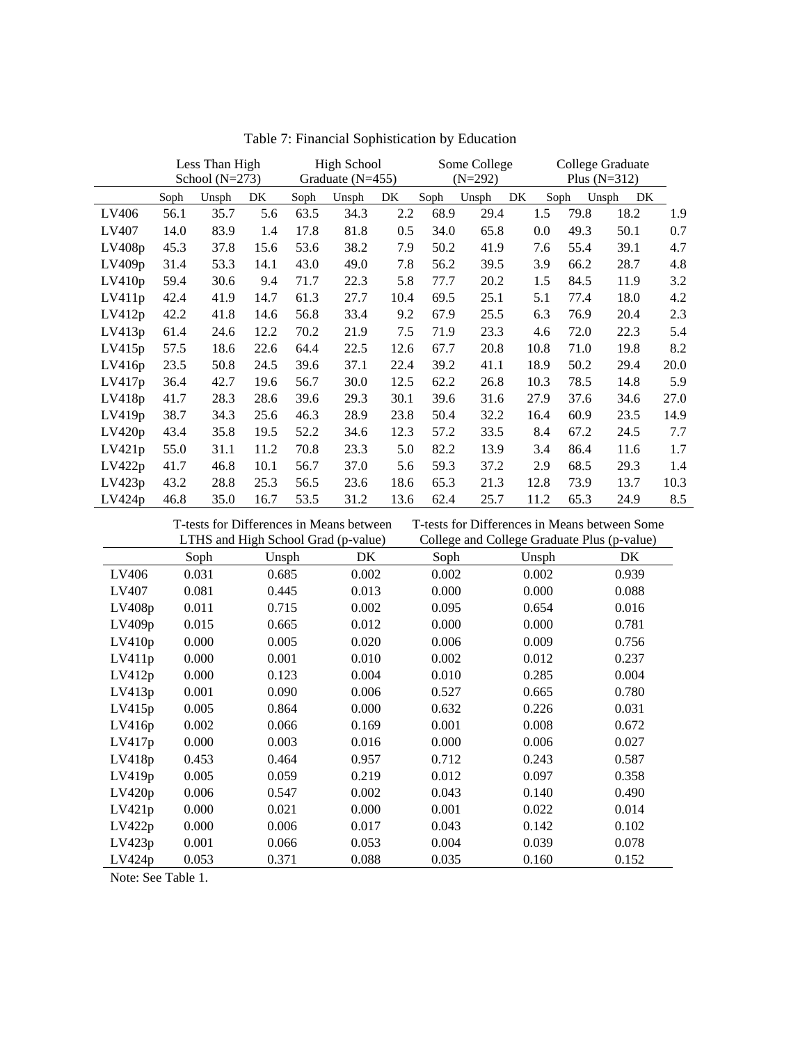Table 7: Financial Sophistication by Education

| | Less Than High School (N=273) | | | High School Graduate (N=455) | | | Some College (N=292) | | | College Graduate Plus (N=312) | | |
|---|---|---|---|---|---|---|---|---|---|---|---|---|
| | Soph | Unsph | DK | Soph | Unsph | DK | Soph | Unsph | DK | Soph | Unsph | DK |
| LV406 | 56.1 | 35.7 | 5.6 | 63.5 | 34.3 | 2.2 | 68.9 | 29.4 | 1.5 | 79.8 | 18.2 | 1.9 |
| LV407 | 14.0 | 83.9 | 1.4 | 17.8 | 81.8 | 0.5 | 34.0 | 65.8 | 0.0 | 49.3 | 50.1 | 0.7 |
| LV408p | 45.3 | 37.8 | 15.6 | 53.6 | 38.2 | 7.9 | 50.2 | 41.9 | 7.6 | 55.4 | 39.1 | 4.7 |
| LV409p | 31.4 | 53.3 | 14.1 | 43.0 | 49.0 | 7.8 | 56.2 | 39.5 | 3.9 | 66.2 | 28.7 | 4.8 |
| LV410p | 59.4 | 30.6 | 9.4 | 71.7 | 22.3 | 5.8 | 77.7 | 20.2 | 1.5 | 84.5 | 11.9 | 3.2 |
| LV411p | 42.4 | 41.9 | 14.7 | 61.3 | 27.7 | 10.4 | 69.5 | 25.1 | 5.1 | 77.4 | 18.0 | 4.2 |
| LV412p | 42.2 | 41.8 | 14.6 | 56.8 | 33.4 | 9.2 | 67.9 | 25.5 | 6.3 | 76.9 | 20.4 | 2.3 |
| LV413p | 61.4 | 24.6 | 12.2 | 70.2 | 21.9 | 7.5 | 71.9 | 23.3 | 4.6 | 72.0 | 22.3 | 5.4 |
| LV415p | 57.5 | 18.6 | 22.6 | 64.4 | 22.5 | 12.6 | 67.7 | 20.8 | 10.8 | 71.0 | 19.8 | 8.2 |
| LV416p | 23.5 | 50.8 | 24.5 | 39.6 | 37.1 | 22.4 | 39.2 | 41.1 | 18.9 | 50.2 | 29.4 | 20.0 |
| LV417p | 36.4 | 42.7 | 19.6 | 56.7 | 30.0 | 12.5 | 62.2 | 26.8 | 10.3 | 78.5 | 14.8 | 5.9 |
| LV418p | 41.7 | 28.3 | 28.6 | 39.6 | 29.3 | 30.1 | 39.6 | 31.6 | 27.9 | 37.6 | 34.6 | 27.0 |
| LV419p | 38.7 | 34.3 | 25.6 | 46.3 | 28.9 | 23.8 | 50.4 | 32.2 | 16.4 | 60.9 | 23.5 | 14.9 |
| LV420p | 43.4 | 35.8 | 19.5 | 52.2 | 34.6 | 12.3 | 57.2 | 33.5 | 8.4 | 67.2 | 24.5 | 7.7 |
| LV421p | 55.0 | 31.1 | 11.2 | 70.8 | 23.3 | 5.0 | 82.2 | 13.9 | 3.4 | 86.4 | 11.6 | 1.7 |
| LV422p | 41.7 | 46.8 | 10.1 | 56.7 | 37.0 | 5.6 | 59.3 | 37.2 | 2.9 | 68.5 | 29.3 | 1.4 |
| LV423p | 43.2 | 28.8 | 25.3 | 56.5 | 23.6 | 18.6 | 65.3 | 21.3 | 12.8 | 73.9 | 13.7 | 10.3 |
| LV424p | 46.8 | 35.0 | 16.7 | 53.5 | 31.2 | 13.6 | 62.4 | 25.7 | 11.2 | 65.3 | 24.9 | 8.5 |

| | T-tests for Differences in Means between LTHS and High School Grad (p-value) | | | T-tests for Differences in Means between Some College and College Graduate Plus (p-value) | | |
|---|---|---|---|---|---|---|
| | Soph | Unsph | DK | Soph | Unsph | DK |
| LV406 | 0.031 | 0.685 | 0.002 | 0.002 | 0.002 | 0.939 |
| LV407 | 0.081 | 0.445 | 0.013 | 0.000 | 0.000 | 0.088 |
| LV408p | 0.011 | 0.715 | 0.002 | 0.095 | 0.654 | 0.016 |
| LV409p | 0.015 | 0.665 | 0.012 | 0.000 | 0.000 | 0.781 |
| LV410p | 0.000 | 0.005 | 0.020 | 0.006 | 0.009 | 0.756 |
| LV411p | 0.000 | 0.001 | 0.010 | 0.002 | 0.012 | 0.237 |
| LV412p | 0.000 | 0.123 | 0.004 | 0.010 | 0.285 | 0.004 |
| LV413p | 0.001 | 0.090 | 0.006 | 0.527 | 0.665 | 0.780 |
| LV415p | 0.005 | 0.864 | 0.000 | 0.632 | 0.226 | 0.031 |
| LV416p | 0.002 | 0.066 | 0.169 | 0.001 | 0.008 | 0.672 |
| LV417p | 0.000 | 0.003 | 0.016 | 0.000 | 0.006 | 0.027 |
| LV418p | 0.453 | 0.464 | 0.957 | 0.712 | 0.243 | 0.587 |
| LV419p | 0.005 | 0.059 | 0.219 | 0.012 | 0.097 | 0.358 |
| LV420p | 0.006 | 0.547 | 0.002 | 0.043 | 0.140 | 0.490 |
| LV421p | 0.000 | 0.021 | 0.000 | 0.001 | 0.022 | 0.014 |
| LV422p | 0.000 | 0.006 | 0.017 | 0.043 | 0.142 | 0.102 |
| LV423p | 0.001 | 0.066 | 0.053 | 0.004 | 0.039 | 0.078 |
| LV424p | 0.053 | 0.371 | 0.088 | 0.035 | 0.160 | 0.152 |

Note: See Table 1.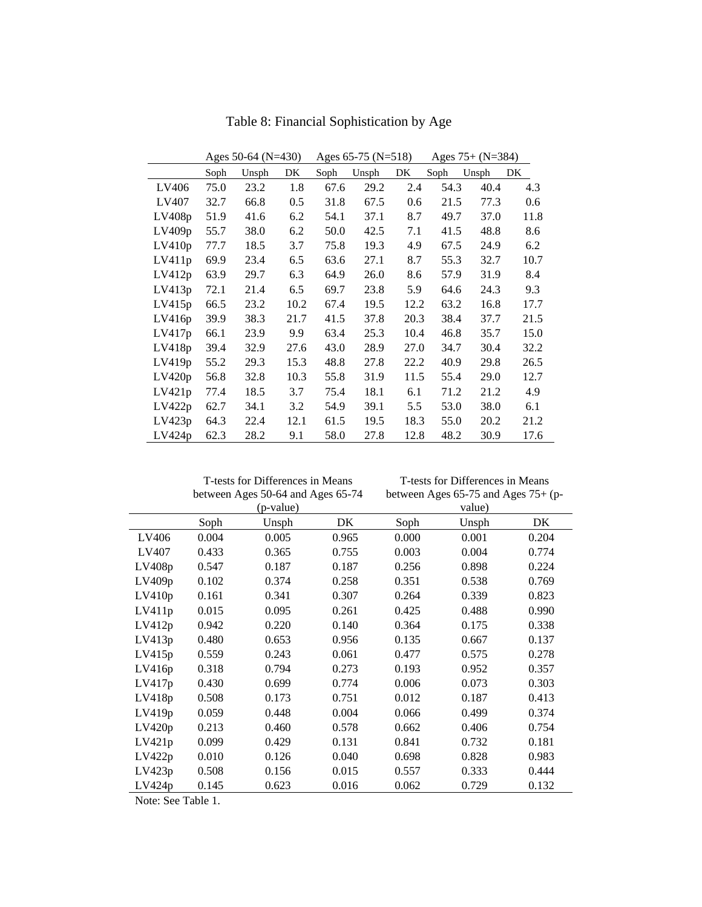# Table 8: Financial Sophistication by Age

| | Ages 50-64 (N=430) | | | Ages 65-75 (N=518) | | | Ages 75+ (N=384) | | |
|---|---|---|---|---|---|---|---|---|---|
| | Soph | Unsph | DK | Soph | Unsph | DK | Soph | Unsph | DK |
| LV406 | 75.0 | 23.2 | 1.8 | 67.6 | 29.2 | 2.4 | 54.3 | 40.4 | 4.3 |
| LV407 | 32.7 | 66.8 | 0.5 | 31.8 | 67.5 | 0.6 | 21.5 | 77.3 | 0.6 |
| LV408p | 51.9 | 41.6 | 6.2 | 54.1 | 37.1 | 8.7 | 49.7 | 37.0 | 11.8 |
| LV409p | 55.7 | 38.0 | 6.2 | 50.0 | 42.5 | 7.1 | 41.5 | 48.8 | 8.6 |
| LV410p | 77.7 | 18.5 | 3.7 | 75.8 | 19.3 | 4.9 | 67.5 | 24.9 | 6.2 |
| LV411p | 69.9 | 23.4 | 6.5 | 63.6 | 27.1 | 8.7 | 55.3 | 32.7 | 10.7 |
| LV412p | 63.9 | 29.7 | 6.3 | 64.9 | 26.0 | 8.6 | 57.9 | 31.9 | 8.4 |
| LV413p | 72.1 | 21.4 | 6.5 | 69.7 | 23.8 | 5.9 | 64.6 | 24.3 | 9.3 |
| LV415p | 66.5 | 23.2 | 10.2 | 67.4 | 19.5 | 12.2 | 63.2 | 16.8 | 17.7 |
| LV416p | 39.9 | 38.3 | 21.7 | 41.5 | 37.8 | 20.3 | 38.4 | 37.7 | 21.5 |
| LV417p | 66.1 | 23.9 | 9.9 | 63.4 | 25.3 | 10.4 | 46.8 | 35.7 | 15.0 |
| LV418p | 39.4 | 32.9 | 27.6 | 43.0 | 28.9 | 27.0 | 34.7 | 30.4 | 32.2 |
| LV419p | 55.2 | 29.3 | 15.3 | 48.8 | 27.8 | 22.2 | 40.9 | 29.8 | 26.5 |
| LV420p | 56.8 | 32.8 | 10.3 | 55.8 | 31.9 | 11.5 | 55.4 | 29.0 | 12.7 |
| LV421p | 77.4 | 18.5 | 3.7 | 75.4 | 18.1 | 6.1 | 71.2 | 21.2 | 4.9 |
| LV422p | 62.7 | 34.1 | 3.2 | 54.9 | 39.1 | 5.5 | 53.0 | 38.0 | 6.1 |
| LV423p | 64.3 | 22.4 | 12.1 | 61.5 | 19.5 | 18.3 | 55.0 | 20.2 | 21.2 |
| LV424p | 62.3 | 28.2 | 9.1 | 58.0 | 27.8 | 12.8 | 48.2 | 30.9 | 17.6 |

| | T-tests for Differences in Means between Ages 50-64 and Ages 65-74 (p-value) | | | T-tests for Differences in Means between Ages 65-75 and Ages 75+ (p-value) | | |
|---|---|---|---|---|---|---|
| | Soph | Unsph | DK | Soph | Unsph | DK |
| LV406 | 0.004 | 0.005 | 0.965 | 0.000 | 0.001 | 0.204 |
| LV407 | 0.433 | 0.365 | 0.755 | 0.003 | 0.004 | 0.774 |
| LV408p | 0.547 | 0.187 | 0.187 | 0.256 | 0.898 | 0.224 |
| LV409p | 0.102 | 0.374 | 0.258 | 0.351 | 0.538 | 0.769 |
| LV410p | 0.161 | 0.341 | 0.307 | 0.264 | 0.339 | 0.823 |
| LV411p | 0.015 | 0.095 | 0.261 | 0.425 | 0.488 | 0.990 |
| LV412p | 0.942 | 0.220 | 0.140 | 0.364 | 0.175 | 0.338 |
| LV413p | 0.480 | 0.653 | 0.956 | 0.135 | 0.667 | 0.137 |
| LV415p | 0.559 | 0.243 | 0.061 | 0.477 | 0.575 | 0.278 |
| LV416p | 0.318 | 0.794 | 0.273 | 0.193 | 0.952 | 0.357 |
| LV417p | 0.430 | 0.699 | 0.774 | 0.006 | 0.073 | 0.303 |
| LV418p | 0.508 | 0.173 | 0.751 | 0.012 | 0.187 | 0.413 |
| LV419p | 0.059 | 0.448 | 0.004 | 0.066 | 0.499 | 0.374 |
| LV420p | 0.213 | 0.460 | 0.578 | 0.662 | 0.406 | 0.754 |
| LV421p | 0.099 | 0.429 | 0.131 | 0.841 | 0.732 | 0.181 |
| LV422p | 0.010 | 0.126 | 0.040 | 0.698 | 0.828 | 0.983 |
| LV423p | 0.508 | 0.156 | 0.015 | 0.557 | 0.333 | 0.444 |
| LV424p | 0.145 | 0.623 | 0.016 | 0.062 | 0.729 | 0.132 |

Note: See Table 1.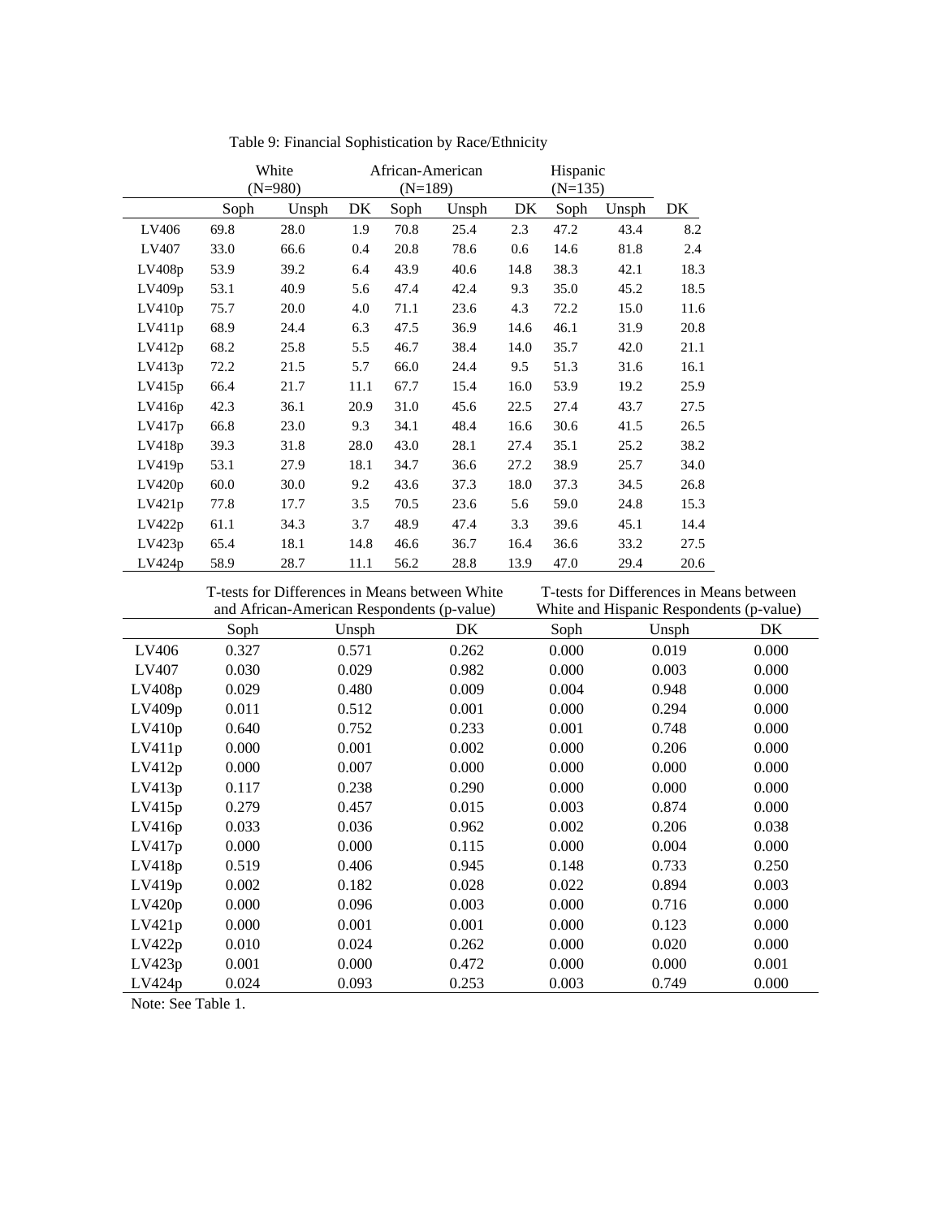Table 9: Financial Sophistication by Race/Ethnicity

| | White (N=980) | | | African-American (N=189) | | | Hispanic (N=135) | | |
|---|---|---|---|---|---|---|---|---|---|
| | Soph | Unsph | DK | Soph | Unsph | DK | Soph | Unsph | DK |
| LV406 | 69.8 | 28.0 | 1.9 | 70.8 | 25.4 | 2.3 | 47.2 | 43.4 | 8.2 |
| LV407 | 33.0 | 66.6 | 0.4 | 20.8 | 78.6 | 0.6 | 14.6 | 81.8 | 2.4 |
| LV408p | 53.9 | 39.2 | 6.4 | 43.9 | 40.6 | 14.8 | 38.3 | 42.1 | 18.3 |
| LV409p | 53.1 | 40.9 | 5.6 | 47.4 | 42.4 | 9.3 | 35.0 | 45.2 | 18.5 |
| LV410p | 75.7 | 20.0 | 4.0 | 71.1 | 23.6 | 4.3 | 72.2 | 15.0 | 11.6 |
| LV411p | 68.9 | 24.4 | 6.3 | 47.5 | 36.9 | 14.6 | 46.1 | 31.9 | 20.8 |
| LV412p | 68.2 | 25.8 | 5.5 | 46.7 | 38.4 | 14.0 | 35.7 | 42.0 | 21.1 |
| LV413p | 72.2 | 21.5 | 5.7 | 66.0 | 24.4 | 9.5 | 51.3 | 31.6 | 16.1 |
| LV415p | 66.4 | 21.7 | 11.1 | 67.7 | 15.4 | 16.0 | 53.9 | 19.2 | 25.9 |
| LV416p | 42.3 | 36.1 | 20.9 | 31.0 | 45.6 | 22.5 | 27.4 | 43.7 | 27.5 |
| LV417p | 66.8 | 23.0 | 9.3 | 34.1 | 48.4 | 16.6 | 30.6 | 41.5 | 26.5 |
| LV418p | 39.3 | 31.8 | 28.0 | 43.0 | 28.1 | 27.4 | 35.1 | 25.2 | 38.2 |
| LV419p | 53.1 | 27.9 | 18.1 | 34.7 | 36.6 | 27.2 | 38.9 | 25.7 | 34.0 |
| LV420p | 60.0 | 30.0 | 9.2 | 43.6 | 37.3 | 18.0 | 37.3 | 34.5 | 26.8 |
| LV421p | 77.8 | 17.7 | 3.5 | 70.5 | 23.6 | 5.6 | 59.0 | 24.8 | 15.3 |
| LV422p | 61.1 | 34.3 | 3.7 | 48.9 | 47.4 | 3.3 | 39.6 | 45.1 | 14.4 |
| LV423p | 65.4 | 18.1 | 14.8 | 46.6 | 36.7 | 16.4 | 36.6 | 33.2 | 27.5 |
| LV424p | 58.9 | 28.7 | 11.1 | 56.2 | 28.8 | 13.9 | 47.0 | 29.4 | 20.6 |

| | T-tests for Differences in Means between White and African-American Respondents (p-value) | | | T-tests for Differences in Means between White and Hispanic Respondents (p-value) | | |
|---|---|---|---|---|---|---|
| | Soph | Unsph | DK | Soph | Unsph | DK |
| LV406 | 0.327 | 0.571 | 0.262 | 0.000 | 0.019 | 0.000 |
| LV407 | 0.030 | 0.029 | 0.982 | 0.000 | 0.003 | 0.000 |
| LV408p | 0.029 | 0.480 | 0.009 | 0.004 | 0.948 | 0.000 |
| LV409p | 0.011 | 0.512 | 0.001 | 0.000 | 0.294 | 0.000 |
| LV410p | 0.640 | 0.752 | 0.233 | 0.001 | 0.748 | 0.000 |
| LV411p | 0.000 | 0.001 | 0.002 | 0.000 | 0.206 | 0.000 |
| LV412p | 0.000 | 0.007 | 0.000 | 0.000 | 0.000 | 0.000 |
| LV413p | 0.117 | 0.238 | 0.290 | 0.000 | 0.000 | 0.000 |
| LV415p | 0.279 | 0.457 | 0.015 | 0.003 | 0.874 | 0.000 |
| LV416p | 0.033 | 0.036 | 0.962 | 0.002 | 0.206 | 0.038 |
| LV417p | 0.000 | 0.000 | 0.115 | 0.000 | 0.004 | 0.000 |
| LV418p | 0.519 | 0.406 | 0.945 | 0.148 | 0.733 | 0.250 |
| LV419p | 0.002 | 0.182 | 0.028 | 0.022 | 0.894 | 0.003 |
| LV420p | 0.000 | 0.096 | 0.003 | 0.000 | 0.716 | 0.000 |
| LV421p | 0.000 | 0.001 | 0.001 | 0.000 | 0.123 | 0.000 |
| LV422p | 0.010 | 0.024 | 0.262 | 0.000 | 0.020 | 0.000 |
| LV423p | 0.001 | 0.000 | 0.472 | 0.000 | 0.000 | 0.001 |
| LV424p | 0.024 | 0.093 | 0.253 | 0.003 | 0.749 | 0.000 |

Note: See Table 1.